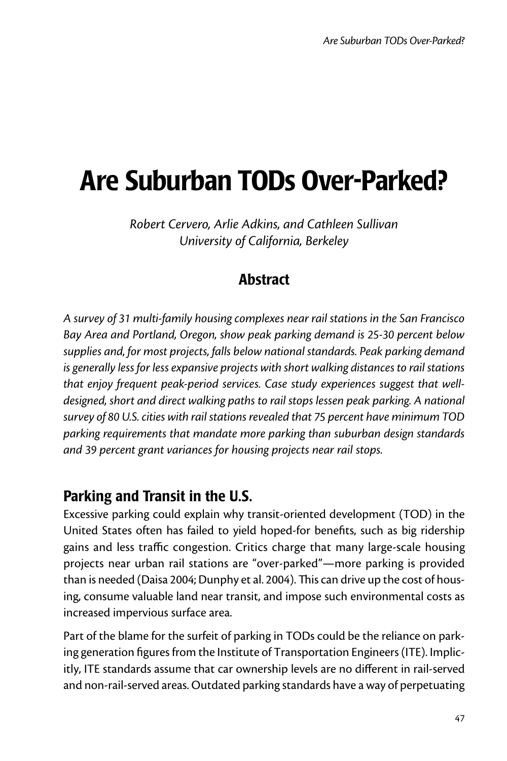# Are Suburban TODs Over-Parked?

*Robert Cervero, Arlie Adkins, and Cathleen Sullivan*
*University of California, Berkeley*

## Abstract

*A survey of 31 multi-family housing complexes near rail stations in the San Francisco Bay Area and Portland, Oregon, show peak parking demand is 25-30 percent below supplies and, for most projects, falls below national standards. Peak parking demand is generally less for less expansive projects with short walking distances to rail stations that enjoy frequent peak-period services. Case study experiences suggest that well-designed, short and direct walking paths to rail stops lessen peak parking. A national survey of 80 U.S. cities with rail stations revealed that 75 percent have minimum TOD parking requirements that mandate more parking than suburban design standards and 39 percent grant variances for housing projects near rail stops.*

## Parking and Transit in the U.S.

Excessive parking could explain why transit-oriented development (TOD) in the United States often has failed to yield hoped-for benefits, such as big ridership gains and less traffic congestion. Critics charge that many large-scale housing projects near urban rail stations are "over-parked"—more parking is provided than is needed (Daisa 2004; Dunphy et al. 2004). This can drive up the cost of housing, consume valuable land near transit, and impose such environmental costs as increased impervious surface area.

Part of the blame for the surfeit of parking in TODs could be the reliance on parking generation figures from the Institute of Transportation Engineers (ITE). Implicitly, ITE standards assume that car ownership levels are no different in rail-served and non-rail-served areas. Outdated parking standards have a way of perpetuating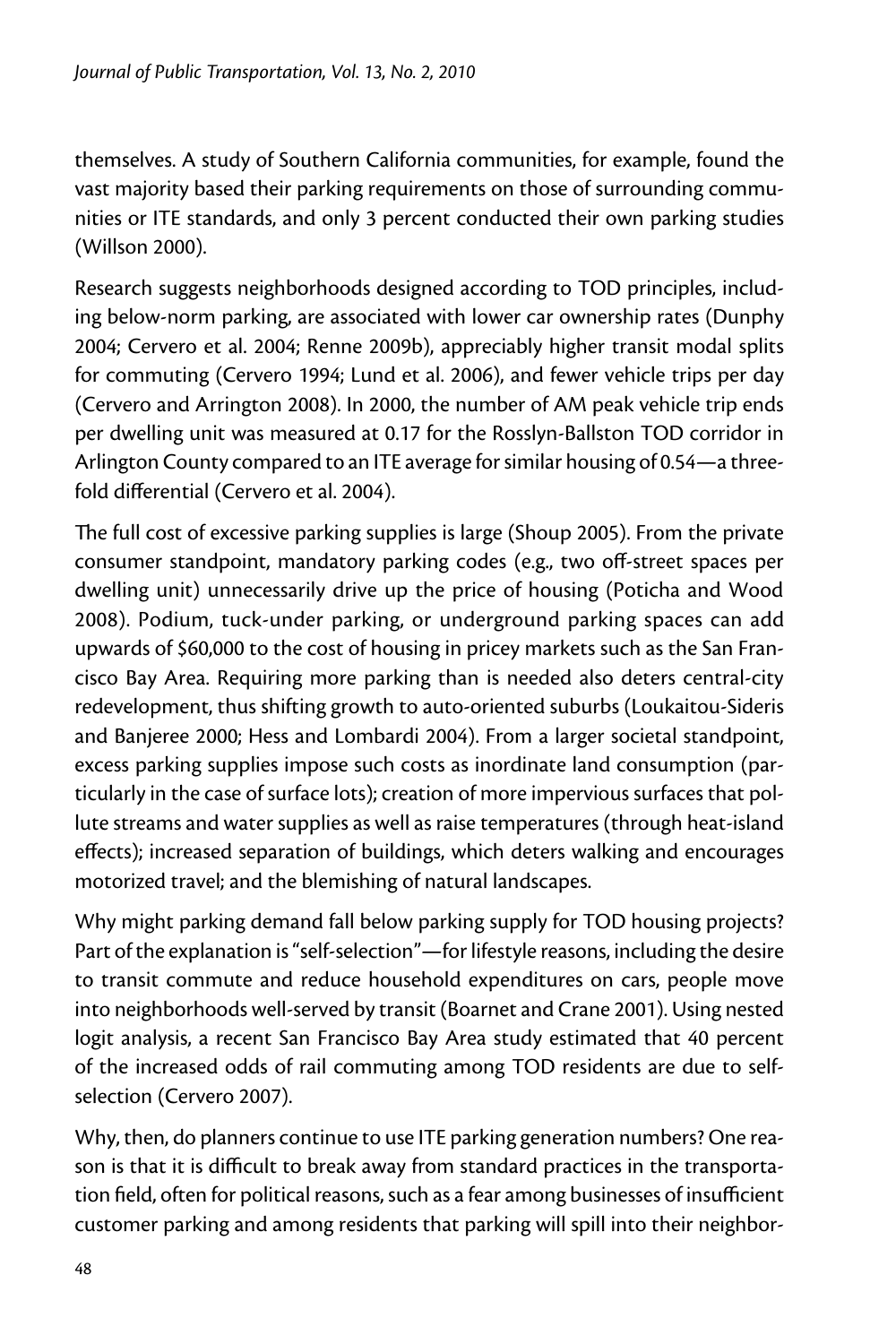themselves. A study of Southern California communities, for example, found the vast majority based their parking requirements on those of surrounding communities or ITE standards, and only 3 percent conducted their own parking studies (Willson 2000).

Research suggests neighborhoods designed according to TOD principles, including below-norm parking, are associated with lower car ownership rates (Dunphy 2004; Cervero et al. 2004; Renne 2009b), appreciably higher transit modal splits for commuting (Cervero 1994; Lund et al. 2006), and fewer vehicle trips per day (Cervero and Arrington 2008). In 2000, the number of AM peak vehicle trip ends per dwelling unit was measured at 0.17 for the Rosslyn-Ballston TOD corridor in Arlington County compared to an ITE average for similar housing of 0.54—a three-fold differential (Cervero et al. 2004).

The full cost of excessive parking supplies is large (Shoup 2005). From the private consumer standpoint, mandatory parking codes (e.g., two off-street spaces per dwelling unit) unnecessarily drive up the price of housing (Poticha and Wood 2008). Podium, tuck-under parking, or underground parking spaces can add upwards of $60,000 to the cost of housing in pricey markets such as the San Francisco Bay Area. Requiring more parking than is needed also deters central-city redevelopment, thus shifting growth to auto-oriented suburbs (Loukaitou-Sideris and Banjeree 2000; Hess and Lombardi 2004). From a larger societal standpoint, excess parking supplies impose such costs as inordinate land consumption (particularly in the case of surface lots); creation of more impervious surfaces that pollute streams and water supplies as well as raise temperatures (through heat-island effects); increased separation of buildings, which deters walking and encourages motorized travel; and the blemishing of natural landscapes.

Why might parking demand fall below parking supply for TOD housing projects? Part of the explanation is "self-selection"—for lifestyle reasons, including the desire to transit commute and reduce household expenditures on cars, people move into neighborhoods well-served by transit (Boarnet and Crane 2001). Using nested logit analysis, a recent San Francisco Bay Area study estimated that 40 percent of the increased odds of rail commuting among TOD residents are due to self-selection (Cervero 2007).

Why, then, do planners continue to use ITE parking generation numbers? One reason is that it is difficult to break away from standard practices in the transportation field, often for political reasons, such as a fear among businesses of insufficient customer parking and among residents that parking will spill into their neighbor-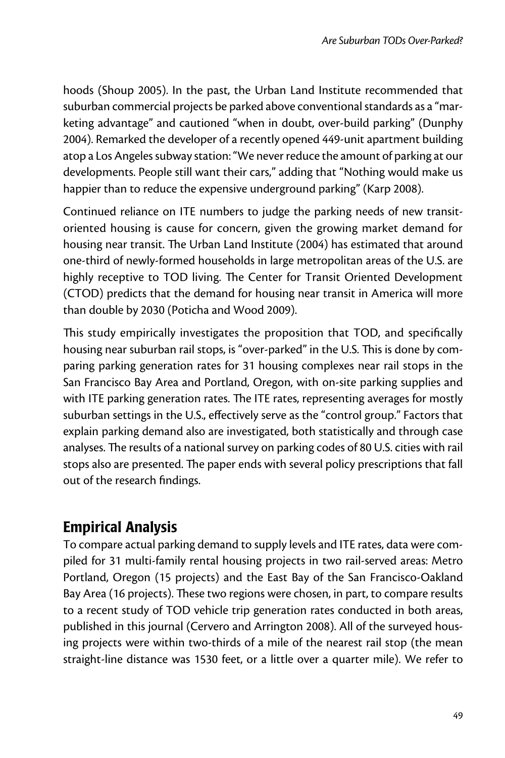hoods (Shoup 2005). In the past, the Urban Land Institute recommended that suburban commercial projects be parked above conventional standards as a "marketing advantage" and cautioned "when in doubt, over-build parking" (Dunphy 2004). Remarked the developer of a recently opened 449-unit apartment building atop a Los Angeles subway station: "We never reduce the amount of parking at our developments. People still want their cars," adding that "Nothing would make us happier than to reduce the expensive underground parking" (Karp 2008).

Continued reliance on ITE numbers to judge the parking needs of new transit-oriented housing is cause for concern, given the growing market demand for housing near transit. The Urban Land Institute (2004) has estimated that around one-third of newly-formed households in large metropolitan areas of the U.S. are highly receptive to TOD living. The Center for Transit Oriented Development (CTOD) predicts that the demand for housing near transit in America will more than double by 2030 (Poticha and Wood 2009).

This study empirically investigates the proposition that TOD, and specifically housing near suburban rail stops, is "over-parked" in the U.S. This is done by comparing parking generation rates for 31 housing complexes near rail stops in the San Francisco Bay Area and Portland, Oregon, with on-site parking supplies and with ITE parking generation rates. The ITE rates, representing averages for mostly suburban settings in the U.S., effectively serve as the "control group." Factors that explain parking demand also are investigated, both statistically and through case analyses. The results of a national survey on parking codes of 80 U.S. cities with rail stops also are presented. The paper ends with several policy prescriptions that fall out of the research findings.

## Empirical Analysis

To compare actual parking demand to supply levels and ITE rates, data were compiled for 31 multi-family rental housing projects in two rail-served areas: Metro Portland, Oregon (15 projects) and the East Bay of the San Francisco-Oakland Bay Area (16 projects). These two regions were chosen, in part, to compare results to a recent study of TOD vehicle trip generation rates conducted in both areas, published in this journal (Cervero and Arrington 2008). All of the surveyed housing projects were within two-thirds of a mile of the nearest rail stop (the mean straight-line distance was 1530 feet, or a little over a quarter mile). We refer to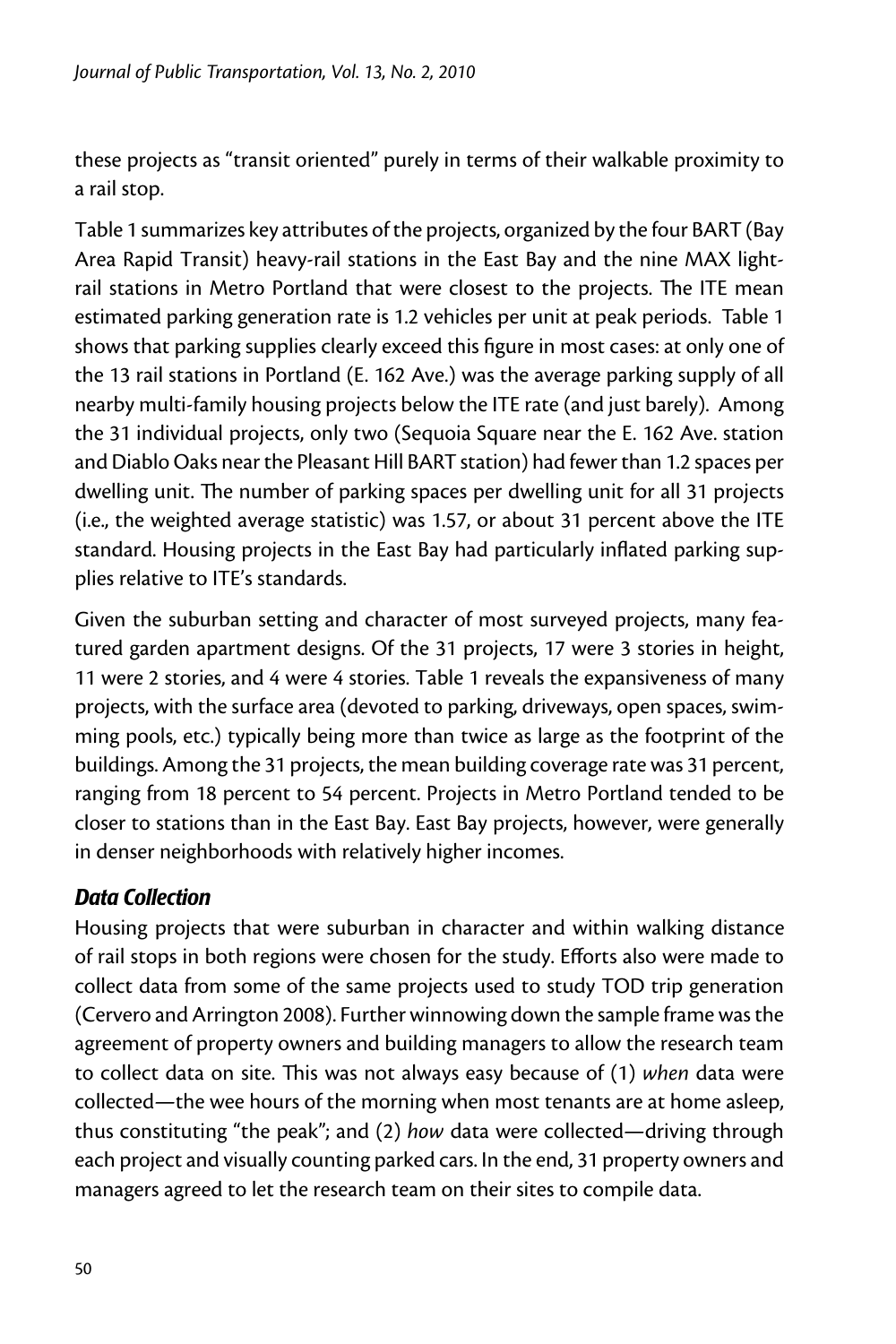these projects as "transit oriented" purely in terms of their walkable proximity to a rail stop.

Table 1 summarizes key attributes of the projects, organized by the four BART (Bay Area Rapid Transit) heavy-rail stations in the East Bay and the nine MAX light-rail stations in Metro Portland that were closest to the projects. The ITE mean estimated parking generation rate is 1.2 vehicles per unit at peak periods. Table 1 shows that parking supplies clearly exceed this figure in most cases: at only one of the 13 rail stations in Portland (E. 162 Ave.) was the average parking supply of all nearby multi-family housing projects below the ITE rate (and just barely). Among the 31 individual projects, only two (Sequoia Square near the E. 162 Ave. station and Diablo Oaks near the Pleasant Hill BART station) had fewer than 1.2 spaces per dwelling unit. The number of parking spaces per dwelling unit for all 31 projects (i.e., the weighted average statistic) was 1.57, or about 31 percent above the ITE standard. Housing projects in the East Bay had particularly inflated parking supplies relative to ITE's standards.

Given the suburban setting and character of most surveyed projects, many featured garden apartment designs. Of the 31 projects, 17 were 3 stories in height, 11 were 2 stories, and 4 were 4 stories. Table 1 reveals the expansiveness of many projects, with the surface area (devoted to parking, driveways, open spaces, swimming pools, etc.) typically being more than twice as large as the footprint of the buildings. Among the 31 projects, the mean building coverage rate was 31 percent, ranging from 18 percent to 54 percent. Projects in Metro Portland tended to be closer to stations than in the East Bay. East Bay projects, however, were generally in denser neighborhoods with relatively higher incomes.

### *Data Collection*

Housing projects that were suburban in character and within walking distance of rail stops in both regions were chosen for the study. Efforts also were made to collect data from some of the same projects used to study TOD trip generation (Cervero and Arrington 2008). Further winnowing down the sample frame was the agreement of property owners and building managers to allow the research team to collect data on site. This was not always easy because of (1) *when* data were collected—the wee hours of the morning when most tenants are at home asleep, thus constituting "the peak"; and (2) *how* data were collected—driving through each project and visually counting parked cars. In the end, 31 property owners and managers agreed to let the research team on their sites to compile data.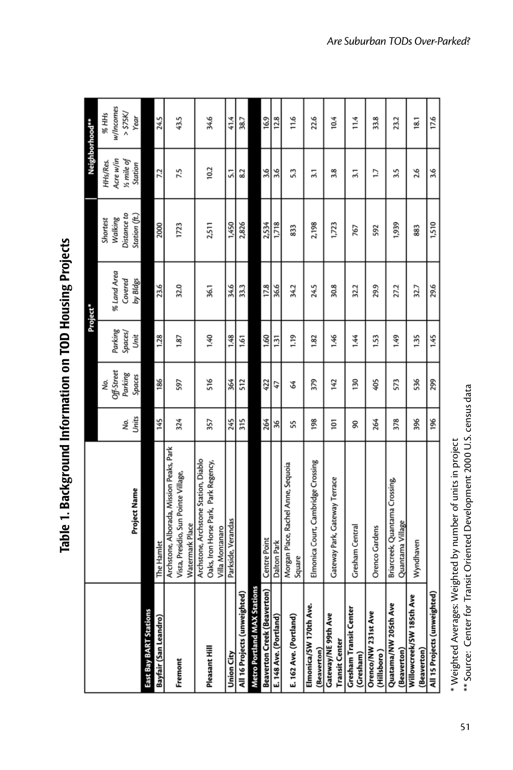# Table 1. Background Information on TOD Housing Projects

| | Project Name | Project* | | | | | Neighborhood** | |
|---|---|---|---|---|---|---|---|---|
| | | No. Units | No. Off-Street Parking Spaces | Parking Spaces/ Unit | % Land Area Covered by Bldgs | Shortest Walking Distance to Station (ft.) | HHs/Res. Acre w/in ½ mile of Station | % HHs w/Incomes > $75K/ Year |
| **East Bay BART Stations** | | | | | | | | |
| **Bayfair (San Leandro)** | The Hamlet | 145 | 186 | 1.28 | 23.6 | 2000 | 7.2 | 24.5 |
| **Fremont** | Archstone, Alborada, Mission Peaks, Park Vista, Presidio, Sun Pointe Village, Watermark Place | 324 | 597 | 1.87 | 32.0 | 1723 | 7.5 | 43.5 |
| **Pleasant Hill** | Archstone, Archstone Station, Diablo Oaks, Iron Horse Park, Park Regency, Villa Montanaro | 357 | 516 | 1.40 | 36.1 | 2,511 | 10.2 | 34.6 |
| **Union City** | Parkside, Verandas | 245 | 364 | 1.48 | 34.6 | 1,450 | 5.1 | 41.4 |
| **All 16 Projects (unweighted)** | | 315 | 512 | 1.61 | 33.3 | 2,826 | 8.2 | 38.7 |
| **Metro Portland MAX Stations** | | | | | | | | |
| **Beaverton Creek (Beaverton)** | Centre Point | 264 | 422 | 1.60 | 17.8 | 2,534 | 3.6 | 16.9 |
| **E. 148 Ave. (Portland)** | Dalton Park | 36 | 47 | 1.31 | 36.6 | 1,718 | 3.6 | 12.8 |
| **E. 162 Ave. (Portland)** | Morgan Place, Rachel Anne, Sequoia Square | 55 | 64 | 1.19 | 34.2 | 833 | 5.3 | 11.6 |
| **Elmonica/SW 170th Ave. (Beaverton)** | Elmonica Court, Cambridge Crossing | 198 | 379 | 1.82 | 24.5 | 2,198 | 3.1 | 22.6 |
| **Gateway/NE 99th Ave Transit Center** | Gateway Park, Gateway Terrace | 101 | 142 | 1.46 | 30.8 | 1,723 | 3.8 | 10.4 |
| **Gresham Transit Center (Gresham)** | Gresham Central | 90 | 130 | 1.44 | 32.2 | 767 | 3.1 | 11.4 |
| **Orenco/NW 231st Ave (Hillsboro)** | Orenco Gardens | 264 | 405 | 1.53 | 29.9 | 592 | 1.7 | 33.8 |
| **Quatama/NW 205th Ave (Beaverton)** | Briarcreek, Quantama Crossing, Quantama Village | 378 | 573 | 1.49 | 27.2 | 1,939 | 3.5 | 23.2 |
| **Willowcreek/SW 185th Ave (Beaverton)** | Wyndhaven | 396 | 536 | 1.35 | 32.7 | 883 | 2.6 | 18.1 |
| **All 15 Projects (unweighted)** | | 196 | 299 | 1.45 | 29.6 | 1,510 | 3.6 | 17.6 |

\* Weighted Averages: Weighted by number of units in project

\*\* Source: Center for Transit Oriented Development 2000 U.S. census data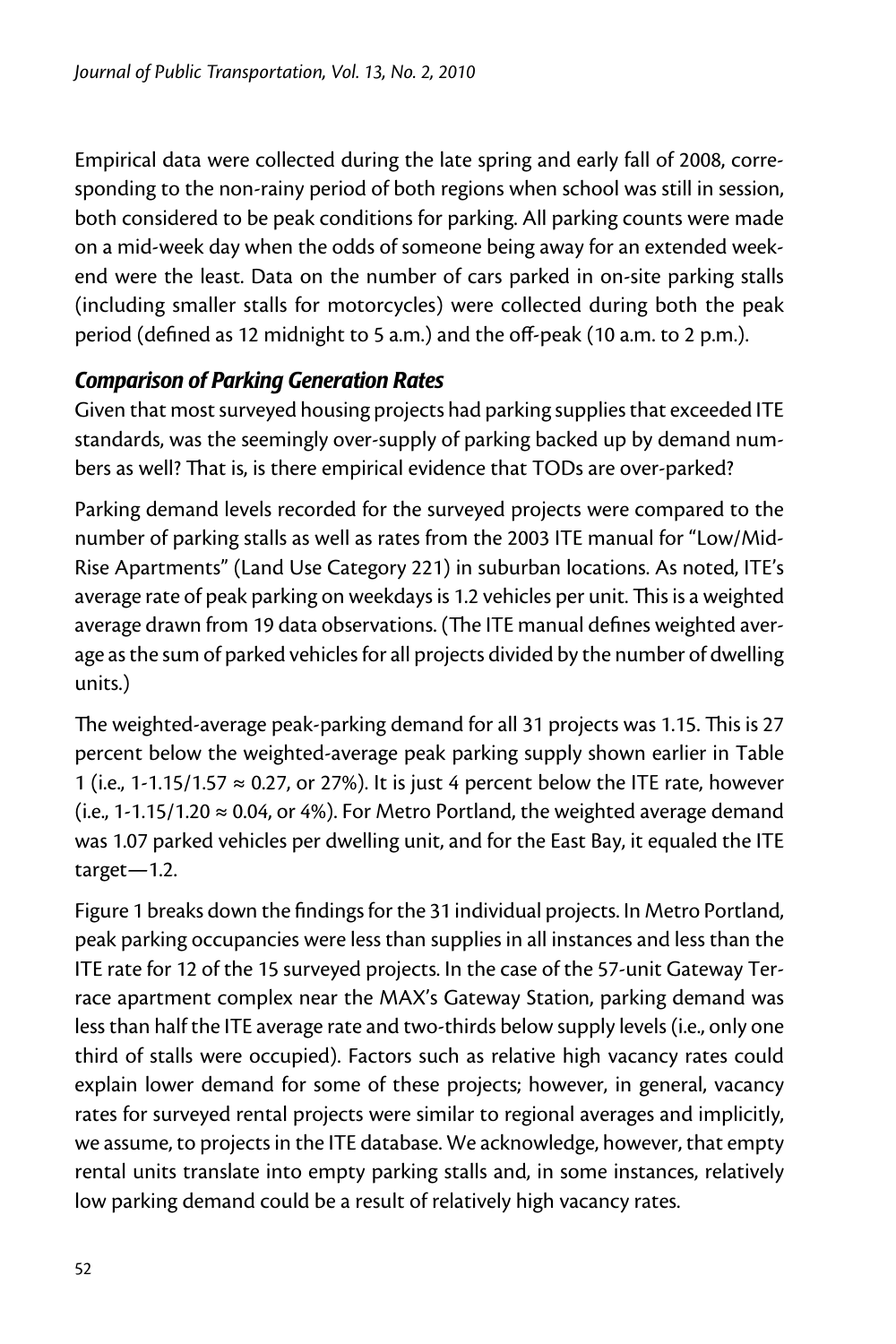Empirical data were collected during the late spring and early fall of 2008, corresponding to the non-rainy period of both regions when school was still in session, both considered to be peak conditions for parking. All parking counts were made on a mid-week day when the odds of someone being away for an extended weekend were the least. Data on the number of cars parked in on-site parking stalls (including smaller stalls for motorcycles) were collected during both the peak period (defined as 12 midnight to 5 a.m.) and the off-peak (10 a.m. to 2 p.m.).

### *Comparison of Parking Generation Rates*

Given that most surveyed housing projects had parking supplies that exceeded ITE standards, was the seemingly over-supply of parking backed up by demand numbers as well? That is, is there empirical evidence that TODs are over-parked?

Parking demand levels recorded for the surveyed projects were compared to the number of parking stalls as well as rates from the 2003 ITE manual for "Low/Mid-Rise Apartments" (Land Use Category 221) in suburban locations. As noted, ITE's average rate of peak parking on weekdays is 1.2 vehicles per unit. This is a weighted average drawn from 19 data observations. (The ITE manual defines weighted average as the sum of parked vehicles for all projects divided by the number of dwelling units.)

The weighted-average peak-parking demand for all 31 projects was 1.15. This is 27 percent below the weighted-average peak parking supply shown earlier in Table 1 (i.e., $1\text{-}1.15/1.57 \approx 0.27$, or 27%). It is just 4 percent below the ITE rate, however (i.e., $1\text{-}1.15/1.20 \approx 0.04$, or 4%). For Metro Portland, the weighted average demand was 1.07 parked vehicles per dwelling unit, and for the East Bay, it equaled the ITE target—1.2.

Figure 1 breaks down the findings for the 31 individual projects. In Metro Portland, peak parking occupancies were less than supplies in all instances and less than the ITE rate for 12 of the 15 surveyed projects. In the case of the 57-unit Gateway Terrace apartment complex near the MAX's Gateway Station, parking demand was less than half the ITE average rate and two-thirds below supply levels (i.e., only one third of stalls were occupied). Factors such as relative high vacancy rates could explain lower demand for some of these projects; however, in general, vacancy rates for surveyed rental projects were similar to regional averages and implicitly, we assume, to projects in the ITE database. We acknowledge, however, that empty rental units translate into empty parking stalls and, in some instances, relatively low parking demand could be a result of relatively high vacancy rates.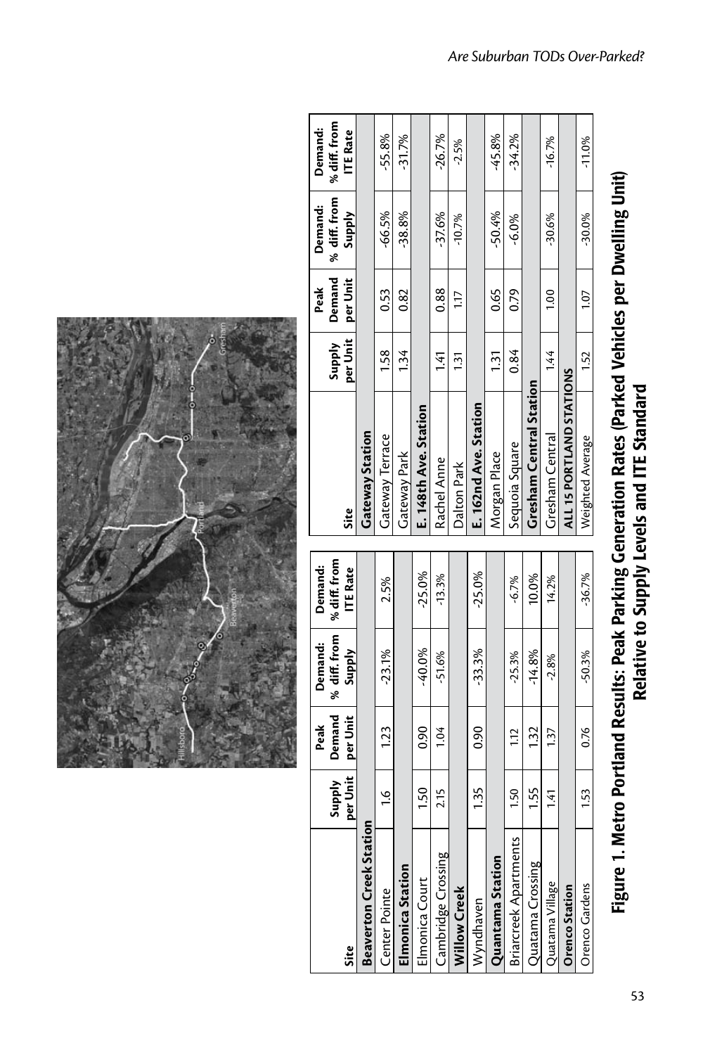| Site | Supply per Unit | Peak Demand per Unit | Demand: % diff. from Supply | Demand: % diff. from ITE Rate |
|---|---|---|---|---|
| **Beaverton Creek Station** | | | | |
| Center Pointe | 1.6 | 1.23 | -23.1% | 2.5% |
| **Elmonica Station** | | | | |
| Elmonica Court | 1.50 | 0.90 | -40.0% | -25.0% |
| Cambridge Crossing | 2.15 | 1.04 | -51.6% | -13.3% |
| **Willow Creek** | | | | |
| Wyndhaven | 1.35 | 0.90 | -33.3% | -25.0% |
| **Quantama Station** | | | | |
| Briarcreek Apartments | 1.50 | 1.12 | -25.3% | -6.7% |
| Quatama Crossing | 1.55 | 1.32 | -14.8% | 10.0% |
| Quatama Village | 1.41 | 1.37 | -2.8% | 14.2% |
| **Orenco Station** | | | | |
| Orenco Gardens | 1.53 | 0.76 | -50.3% | -36.7% |

| Site | Supply per Unit | Peak Demand per Unit | Demand: % diff. from Supply | Demand: % diff. from ITE Rate |
|---|---|---|---|---|
| **Gateway Station** | | | | |
| Gateway Terrace | 1.58 | 0.53 | -66.5% | -55.8% |
| Gateway Park | 1.34 | 0.82 | -38.8% | -31.7% |
| **E. 148th Ave. Station** | | | | |
| Rachel Anne | 1.41 | 0.88 | -37.6% | -26.7% |
| Dalton Park | 1.31 | 1.17 | -10.7% | -2.5% |
| **E. 162nd Ave. Station** | | | | |
| Morgan Place | 1.31 | 0.65 | -50.4% | -45.8% |
| Sequoia Square | 0.84 | 0.79 | -6.0% | -34.2% |
| **Gresham Central Station** | | | | |
| Gresham Central | 1.44 | 1.00 | -30.6% | -16.7% |
| **ALL 15 PORTLAND STATIONS** | | | | |
| Weighted Average | 1.52 | 1.07 | -30.0% | -11.0% |

**Figure 1. Metro Portland Results: Peak Parking Generation Rates (Parked Vehicles per Dwelling Unit) Relative to Supply Levels and ITE Standard**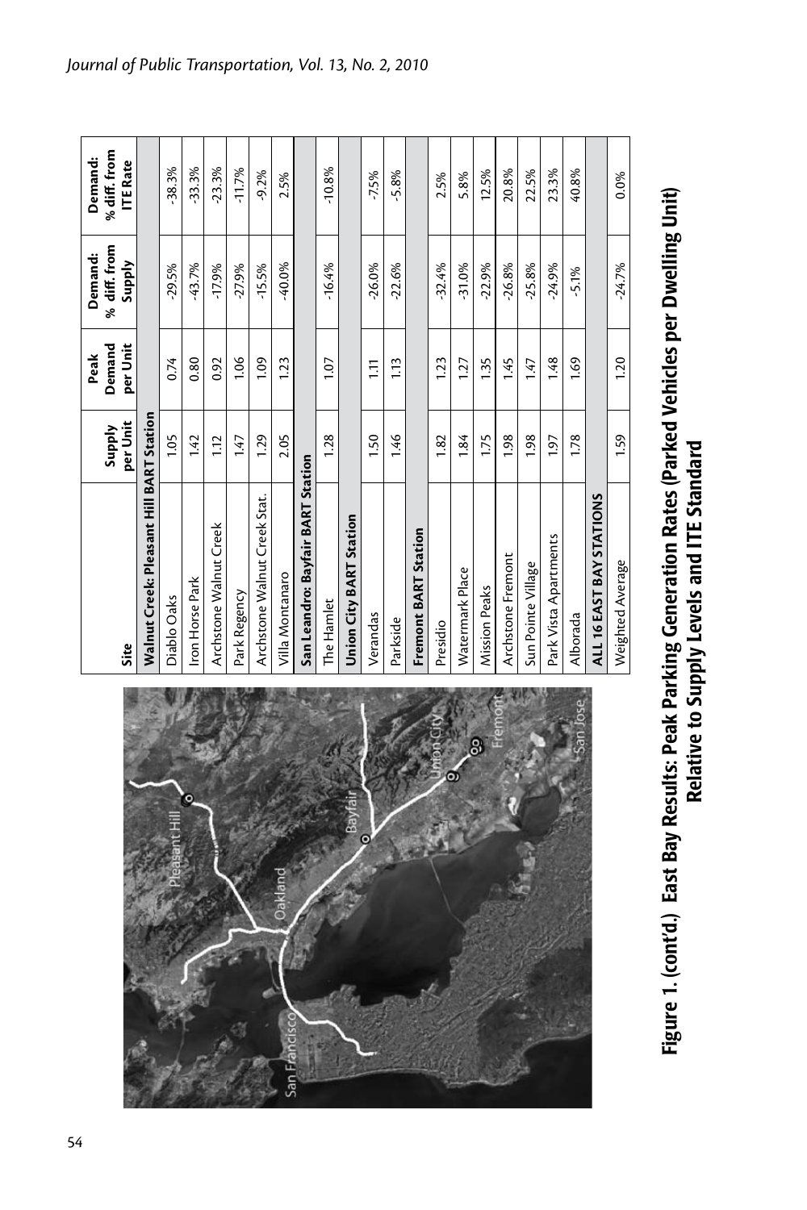| Site | Supply per Unit | Peak Demand per Unit | Demand: % diff. from Supply | Demand: % diff. from ITE Rate |
|---|---|---|---|---|
| **Walnut Creek: Pleasant Hill BART Station** | | | | |
| Diablo Oaks | 1.05 | 0.74 | -29.5% | -38.3% |
| Iron Horse Park | 1.42 | 0.80 | -43.7% | -33.3% |
| Archstone Walnut Creek | 1.12 | 0.92 | -17.9% | -23.3% |
| Park Regency | 1.47 | 1.06 | -27.9% | -11.7% |
| Archstone Walnut Creek Stat. | 1.29 | 1.09 | -15.5% | -9.2% |
| Villa Montanaro | 2.05 | 1.23 | -40.0% | 2.5% |
| **San Leandro: Bayfair BART Station** | | | | |
| The Hamlet | 1.28 | 1.07 | -16.4% | -10.8% |
| **Union City BART Station** | | | | |
| Verandas | 1.50 | 1.11 | -26.0% | -7.5% |
| Parkside | 1.46 | 1.13 | -22.6% | -5.8% |
| **Fremont BART Station** | | | | |
| Presidio | 1.82 | 1.23 | -32.4% | 2.5% |
| Watermark Place | 1.84 | 1.27 | -31.0% | 5.8% |
| Mission Peaks | 1.75 | 1.35 | -22.9% | 12.5% |
| Archstone Fremont | 1.98 | 1.45 | -26.8% | 20.8% |
| Sun Pointe Village | 1.98 | 1.47 | -25.8% | 22.5% |
| Park Vista Apartments | 1.97 | 1.48 | -24.9% | 23.3% |
| Alborada | 1.78 | 1.69 | -5.1% | 40.8% |
| **ALL 16 EAST BAY STATIONS** | | | | |
| Weighted Average | 1.59 | 1.20 | -24.7% | 0.0% |

**Figure 1. (cont'd.) East Bay Results: Peak Parking Generation Rates (Parked Vehicles per Dwelling Unit) Relative to Supply Levels and ITE Standard**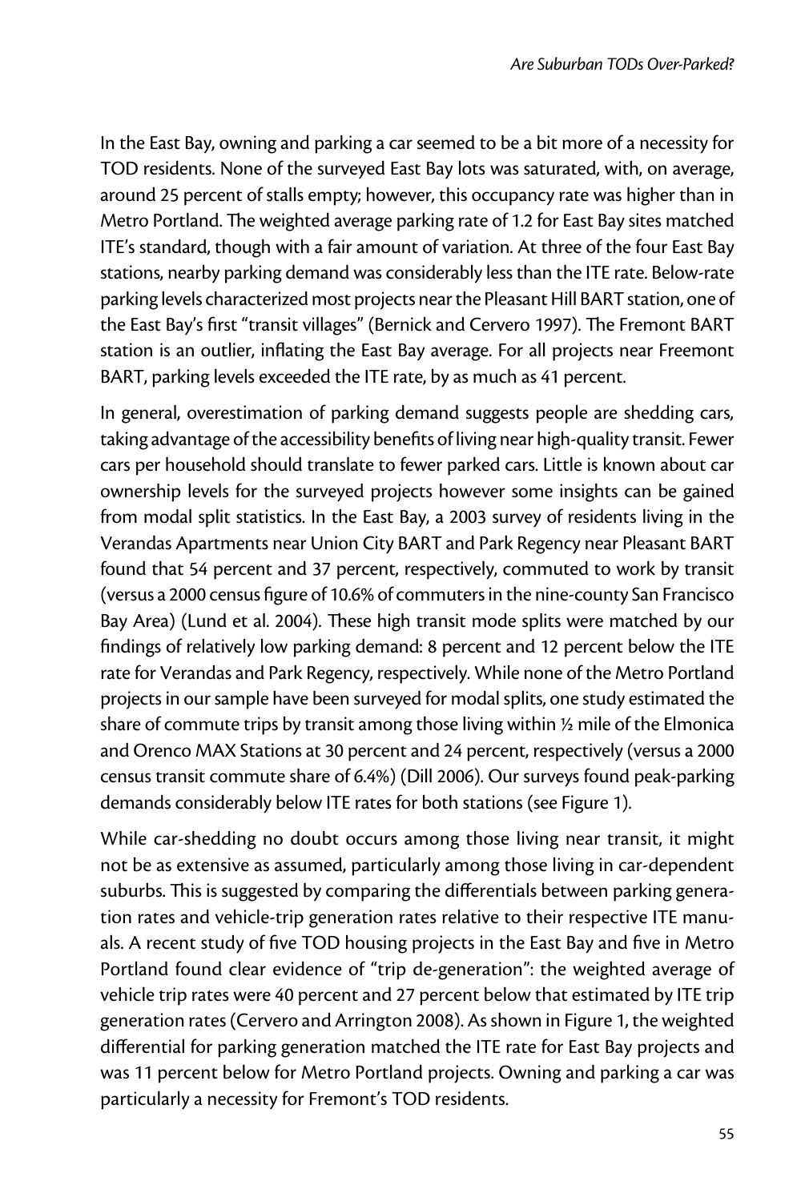In the East Bay, owning and parking a car seemed to be a bit more of a necessity for TOD residents. None of the surveyed East Bay lots was saturated, with, on average, around 25 percent of stalls empty; however, this occupancy rate was higher than in Metro Portland. The weighted average parking rate of 1.2 for East Bay sites matched ITE's standard, though with a fair amount of variation. At three of the four East Bay stations, nearby parking demand was considerably less than the ITE rate. Below-rate parking levels characterized most projects near the Pleasant Hill BART station, one of the East Bay's first "transit villages" (Bernick and Cervero 1997). The Fremont BART station is an outlier, inflating the East Bay average. For all projects near Freemont BART, parking levels exceeded the ITE rate, by as much as 41 percent.

In general, overestimation of parking demand suggests people are shedding cars, taking advantage of the accessibility benefits of living near high-quality transit. Fewer cars per household should translate to fewer parked cars. Little is known about car ownership levels for the surveyed projects however some insights can be gained from modal split statistics. In the East Bay, a 2003 survey of residents living in the Verandas Apartments near Union City BART and Park Regency near Pleasant BART found that 54 percent and 37 percent, respectively, commuted to work by transit (versus a 2000 census figure of 10.6% of commuters in the nine-county San Francisco Bay Area) (Lund et al. 2004). These high transit mode splits were matched by our findings of relatively low parking demand: 8 percent and 12 percent below the ITE rate for Verandas and Park Regency, respectively. While none of the Metro Portland projects in our sample have been surveyed for modal splits, one study estimated the share of commute trips by transit among those living within ½ mile of the Elmonica and Orenco MAX Stations at 30 percent and 24 percent, respectively (versus a 2000 census transit commute share of 6.4%) (Dill 2006). Our surveys found peak-parking demands considerably below ITE rates for both stations (see Figure 1).

While car-shedding no doubt occurs among those living near transit, it might not be as extensive as assumed, particularly among those living in car-dependent suburbs. This is suggested by comparing the differentials between parking generation rates and vehicle-trip generation rates relative to their respective ITE manuals. A recent study of five TOD housing projects in the East Bay and five in Metro Portland found clear evidence of "trip de-generation": the weighted average of vehicle trip rates were 40 percent and 27 percent below that estimated by ITE trip generation rates (Cervero and Arrington 2008). As shown in Figure 1, the weighted differential for parking generation matched the ITE rate for East Bay projects and was 11 percent below for Metro Portland projects. Owning and parking a car was particularly a necessity for Fremont's TOD residents.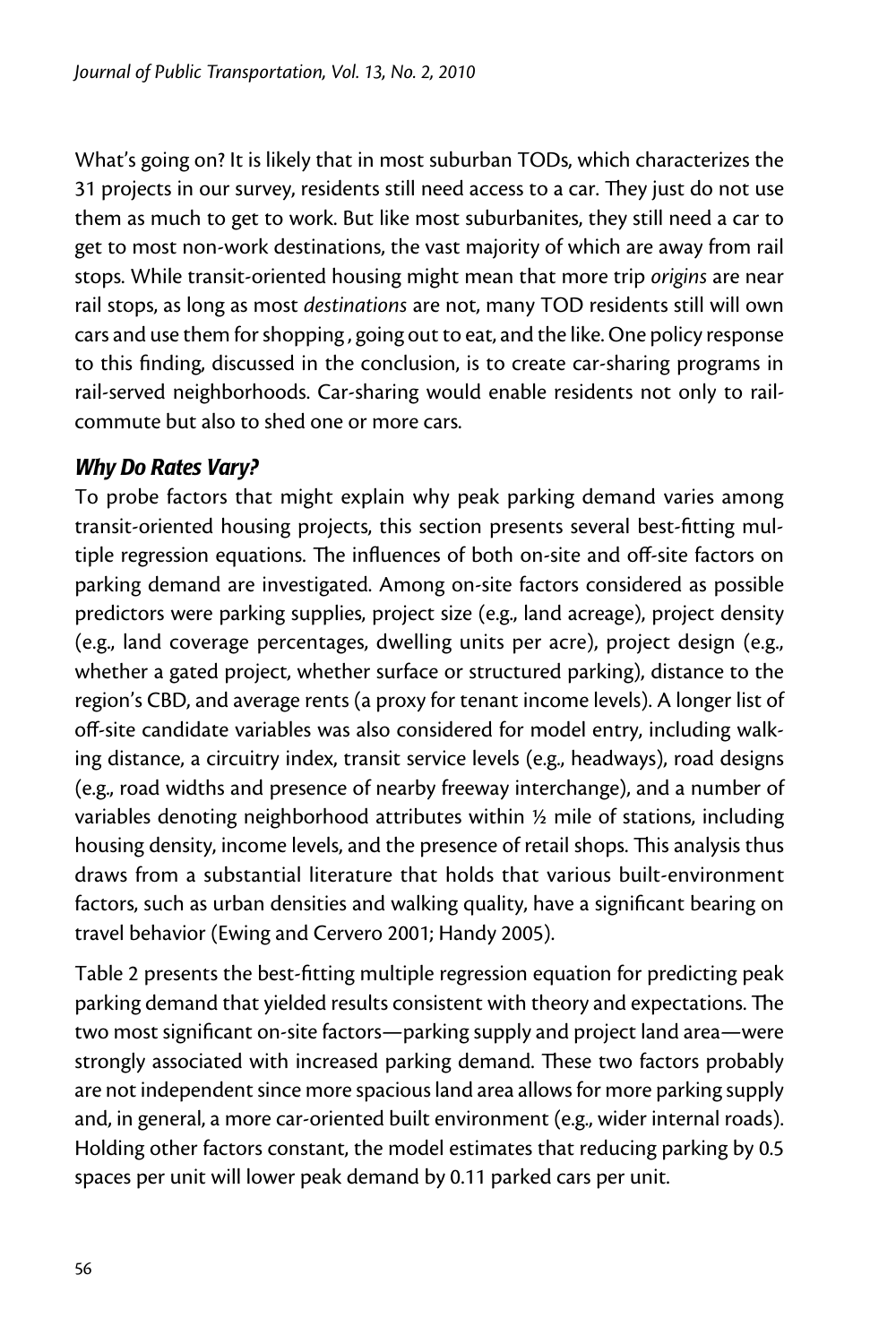What's going on? It is likely that in most suburban TODs, which characterizes the 31 projects in our survey, residents still need access to a car. They just do not use them as much to get to work. But like most suburbanites, they still need a car to get to most non-work destinations, the vast majority of which are away from rail stops. While transit-oriented housing might mean that more trip *origins* are near rail stops, as long as most *destinations* are not, many TOD residents still will own cars and use them for shopping , going out to eat, and the like. One policy response to this finding, discussed in the conclusion, is to create car-sharing programs in rail-served neighborhoods. Car-sharing would enable residents not only to rail-commute but also to shed one or more cars.

### *Why Do Rates Vary?*

To probe factors that might explain why peak parking demand varies among transit-oriented housing projects, this section presents several best-fitting multiple regression equations. The influences of both on-site and off-site factors on parking demand are investigated. Among on-site factors considered as possible predictors were parking supplies, project size (e.g., land acreage), project density (e.g., land coverage percentages, dwelling units per acre), project design (e.g., whether a gated project, whether surface or structured parking), distance to the region's CBD, and average rents (a proxy for tenant income levels). A longer list of off-site candidate variables was also considered for model entry, including walking distance, a circuitry index, transit service levels (e.g., headways), road designs (e.g., road widths and presence of nearby freeway interchange), and a number of variables denoting neighborhood attributes within ½ mile of stations, including housing density, income levels, and the presence of retail shops. This analysis thus draws from a substantial literature that holds that various built-environment factors, such as urban densities and walking quality, have a significant bearing on travel behavior (Ewing and Cervero 2001; Handy 2005).

Table 2 presents the best-fitting multiple regression equation for predicting peak parking demand that yielded results consistent with theory and expectations. The two most significant on-site factors—parking supply and project land area—were strongly associated with increased parking demand. These two factors probably are not independent since more spacious land area allows for more parking supply and, in general, a more car-oriented built environment (e.g., wider internal roads). Holding other factors constant, the model estimates that reducing parking by 0.5 spaces per unit will lower peak demand by 0.11 parked cars per unit.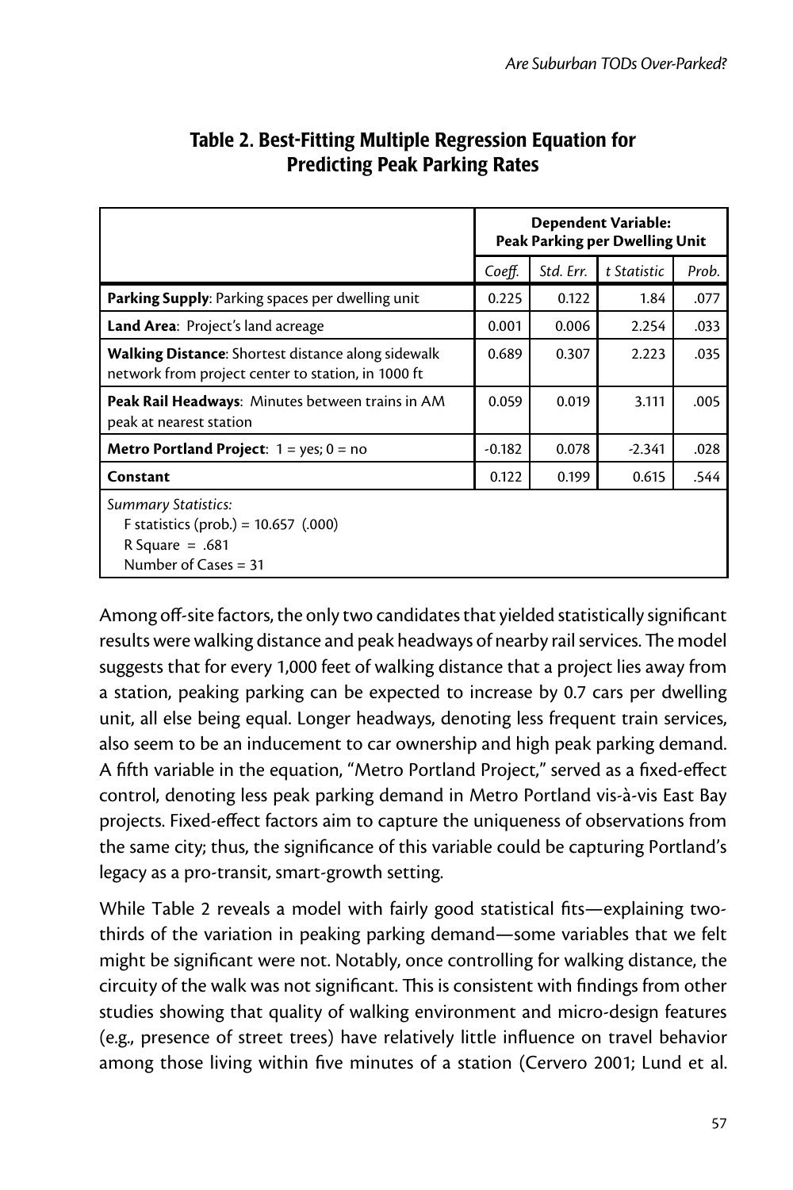**Table 2. Best-Fitting Multiple Regression Equation for Predicting Peak Parking Rates**

| | Dependent Variable: Peak Parking per Dwelling Unit | | | |
|---|---|---|---|---|
| | *Coeff.* | *Std. Err.* | *t Statistic* | *Prob.* |
| **Parking Supply**: Parking spaces per dwelling unit | 0.225 | 0.122 | 1.84 | .077 |
| **Land Area**: Project's land acreage | 0.001 | 0.006 | 2.254 | .033 |
| **Walking Distance**: Shortest distance along sidewalk network from project center to station, in 1000 ft | 0.689 | 0.307 | 2.223 | .035 |
| **Peak Rail Headways**: Minutes between trains in AM peak at nearest station | 0.059 | 0.019 | 3.111 | .005 |
| **Metro Portland Project**: 1 = yes; 0 = no | -0.182 | 0.078 | -2.341 | .028 |
| **Constant** | 0.122 | 0.199 | 0.615 | .544 |
| *Summary Statistics:*<br>F statistics (prob.) = 10.657 (.000)<br>R Square = .681<br>Number of Cases = 31 | | | | |

Among off-site factors, the only two candidates that yielded statistically significant results were walking distance and peak headways of nearby rail services. The model suggests that for every 1,000 feet of walking distance that a project lies away from a station, peaking parking can be expected to increase by 0.7 cars per dwelling unit, all else being equal. Longer headways, denoting less frequent train services, also seem to be an inducement to car ownership and high peak parking demand. A fifth variable in the equation, "Metro Portland Project," served as a fixed-effect control, denoting less peak parking demand in Metro Portland vis-à-vis East Bay projects. Fixed-effect factors aim to capture the uniqueness of observations from the same city; thus, the significance of this variable could be capturing Portland's legacy as a pro-transit, smart-growth setting.

While Table 2 reveals a model with fairly good statistical fits—explaining two-thirds of the variation in peaking parking demand—some variables that we felt might be significant were not. Notably, once controlling for walking distance, the circuity of the walk was not significant. This is consistent with findings from other studies showing that quality of walking environment and micro-design features (e.g., presence of street trees) have relatively little influence on travel behavior among those living within five minutes of a station (Cervero 2001; Lund et al.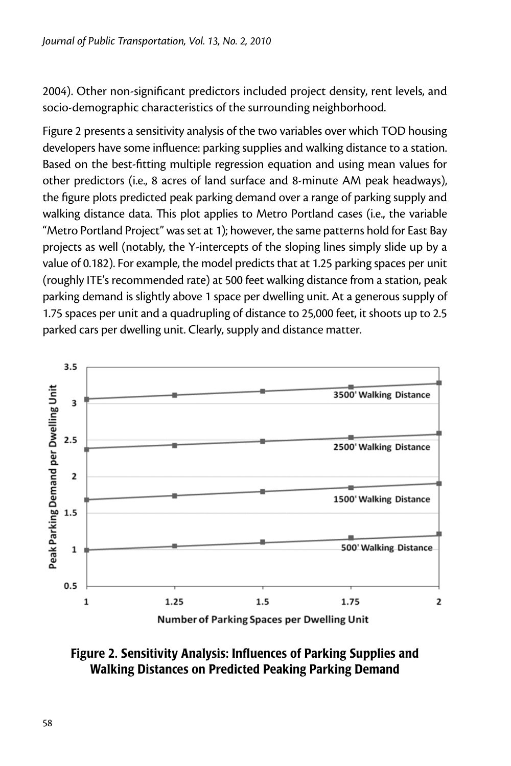2004). Other non-significant predictors included project density, rent levels, and socio-demographic characteristics of the surrounding neighborhood.

Figure 2 presents a sensitivity analysis of the two variables over which TOD housing developers have some influence: parking supplies and walking distance to a station. Based on the best-fitting multiple regression equation and using mean values for other predictors (i.e., 8 acres of land surface and 8-minute AM peak headways), the figure plots predicted peak parking demand over a range of parking supply and walking distance data. This plot applies to Metro Portland cases (i.e., the variable "Metro Portland Project" was set at 1); however, the same patterns hold for East Bay projects as well (notably, the Y-intercepts of the sloping lines simply slide up by a value of 0.182). For example, the model predicts that at 1.25 parking spaces per unit (roughly ITE's recommended rate) at 500 feet walking distance from a station, peak parking demand is slightly above 1 space per dwelling unit. At a generous supply of 1.75 spaces per unit and a quadrupling of distance to 25,000 feet, it shoots up to 2.5 parked cars per dwelling unit. Clearly, supply and distance matter.

**Figure 2. Sensitivity Analysis: Influences of Parking Supplies and Walking Distances on Predicted Peaking Parking Demand**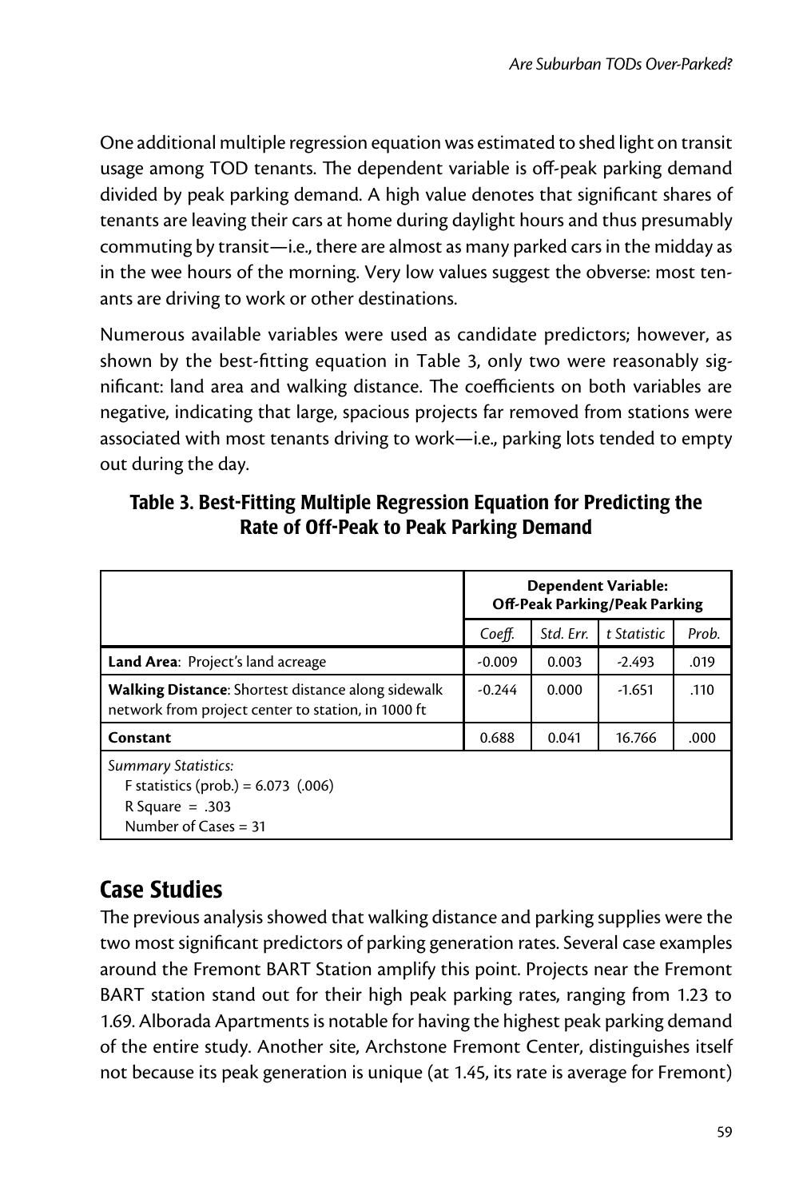One additional multiple regression equation was estimated to shed light on transit usage among TOD tenants. The dependent variable is off-peak parking demand divided by peak parking demand. A high value denotes that significant shares of tenants are leaving their cars at home during daylight hours and thus presumably commuting by transit—i.e., there are almost as many parked cars in the midday as in the wee hours of the morning. Very low values suggest the obverse: most tenants are driving to work or other destinations.

Numerous available variables were used as candidate predictors; however, as shown by the best-fitting equation in Table 3, only two were reasonably significant: land area and walking distance. The coefficients on both variables are negative, indicating that large, spacious projects far removed from stations were associated with most tenants driving to work—i.e., parking lots tended to empty out during the day.

**Table 3. Best-Fitting Multiple Regression Equation for Predicting the Rate of Off-Peak to Peak Parking Demand**

| | **Dependent Variable: Off-Peak Parking/Peak Parking** | | | |
|---|---|---|---|---|
| | *Coeff.* | *Std. Err.* | *t Statistic* | *Prob.* |
| **Land Area**: Project's land acreage | -0.009 | 0.003 | -2.493 | .019 |
| **Walking Distance**: Shortest distance along sidewalk network from project center to station, in 1000 ft | -0.244 | 0.000 | -1.651 | .110 |
| **Constant** | 0.688 | 0.041 | 16.766 | .000 |
| *Summary Statistics:*<br>F statistics (prob.) = 6.073 (.006)<br>R Square = .303<br>Number of Cases = 31 | | | | |

## Case Studies

The previous analysis showed that walking distance and parking supplies were the two most significant predictors of parking generation rates. Several case examples around the Fremont BART Station amplify this point. Projects near the Fremont BART station stand out for their high peak parking rates, ranging from 1.23 to 1.69. Alborada Apartments is notable for having the highest peak parking demand of the entire study. Another site, Archstone Fremont Center, distinguishes itself not because its peak generation is unique (at 1.45, its rate is average for Fremont)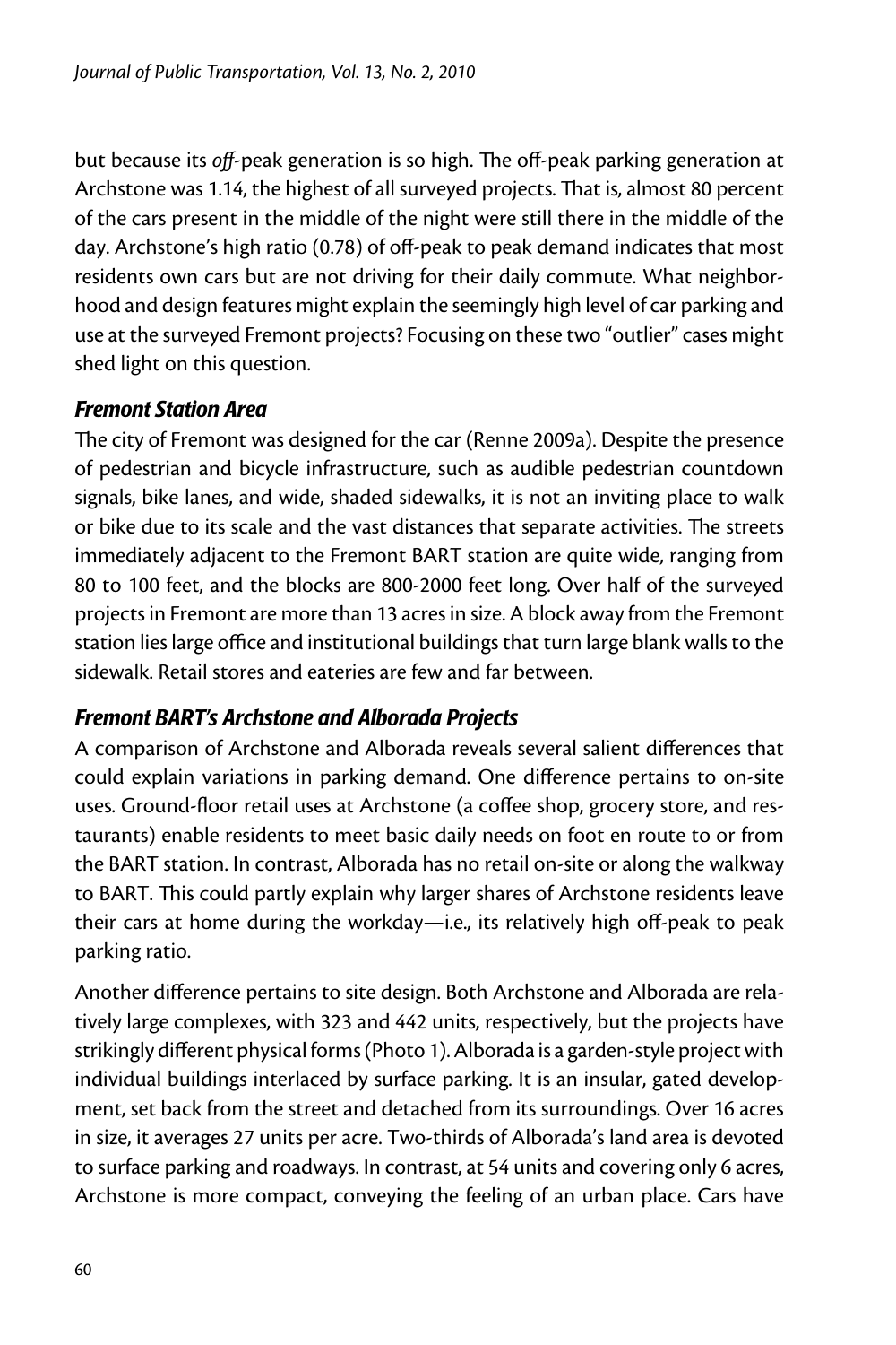but because its *off*-peak generation is so high. The off-peak parking generation at Archstone was 1.14, the highest of all surveyed projects. That is, almost 80 percent of the cars present in the middle of the night were still there in the middle of the day. Archstone's high ratio (0.78) of off-peak to peak demand indicates that most residents own cars but are not driving for their daily commute. What neighborhood and design features might explain the seemingly high level of car parking and use at the surveyed Fremont projects? Focusing on these two "outlier" cases might shed light on this question.

### *Fremont Station Area*

The city of Fremont was designed for the car (Renne 2009a). Despite the presence of pedestrian and bicycle infrastructure, such as audible pedestrian countdown signals, bike lanes, and wide, shaded sidewalks, it is not an inviting place to walk or bike due to its scale and the vast distances that separate activities. The streets immediately adjacent to the Fremont BART station are quite wide, ranging from 80 to 100 feet, and the blocks are 800-2000 feet long. Over half of the surveyed projects in Fremont are more than 13 acres in size. A block away from the Fremont station lies large office and institutional buildings that turn large blank walls to the sidewalk. Retail stores and eateries are few and far between.

### *Fremont BART's Archstone and Alborada Projects*

A comparison of Archstone and Alborada reveals several salient differences that could explain variations in parking demand. One difference pertains to on-site uses. Ground-floor retail uses at Archstone (a coffee shop, grocery store, and restaurants) enable residents to meet basic daily needs on foot en route to or from the BART station. In contrast, Alborada has no retail on-site or along the walkway to BART. This could partly explain why larger shares of Archstone residents leave their cars at home during the workday—i.e., its relatively high off-peak to peak parking ratio.

Another difference pertains to site design. Both Archstone and Alborada are relatively large complexes, with 323 and 442 units, respectively, but the projects have strikingly different physical forms (Photo 1). Alborada is a garden-style project with individual buildings interlaced by surface parking. It is an insular, gated development, set back from the street and detached from its surroundings. Over 16 acres in size, it averages 27 units per acre. Two-thirds of Alborada's land area is devoted to surface parking and roadways. In contrast, at 54 units and covering only 6 acres, Archstone is more compact, conveying the feeling of an urban place. Cars have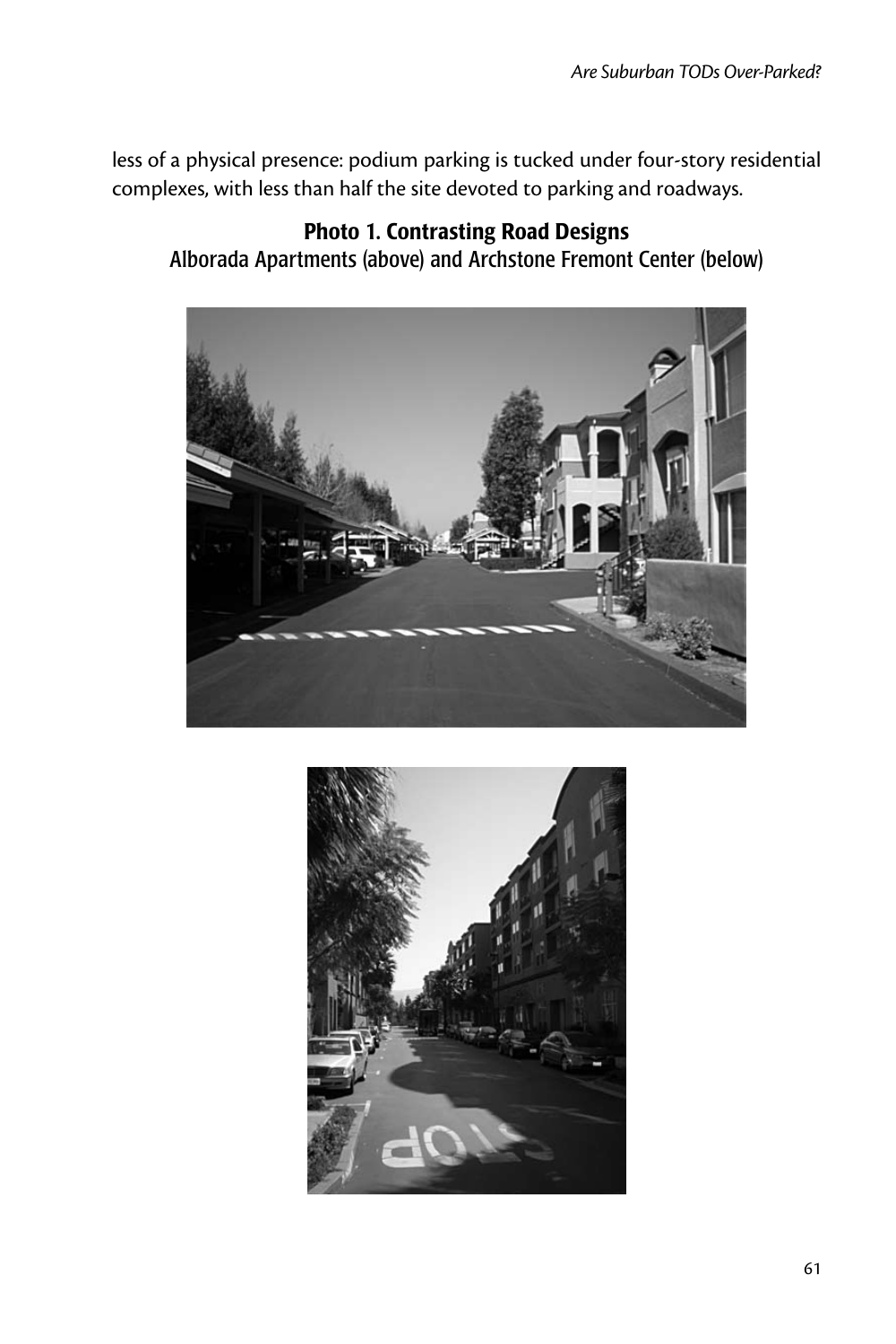less of a physical presence: podium parking is tucked under four-story residential complexes, with less than half the site devoted to parking and roadways.

**Photo 1. Contrasting Road Designs**
Alborada Apartments (above) and Archstone Fremont Center (below)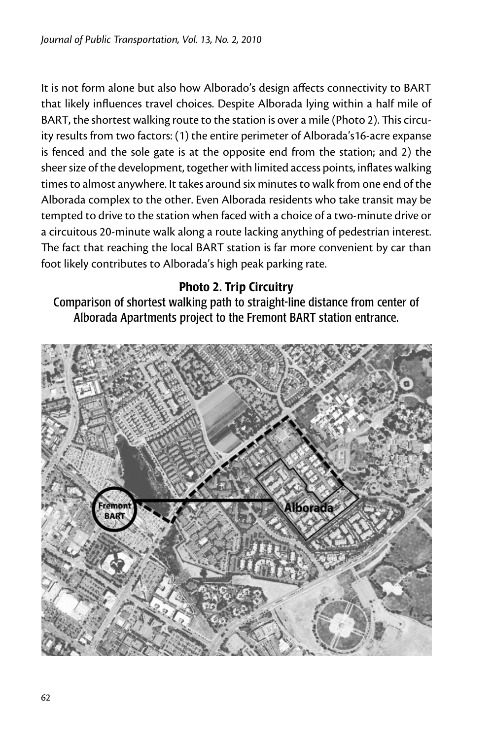It is not form alone but also how Alborado's design affects connectivity to BART that likely influences travel choices. Despite Alborada lying within a half mile of BART, the shortest walking route to the station is over a mile (Photo 2). This circuity results from two factors: (1) the entire perimeter of Alborada's16-acre expanse is fenced and the sole gate is at the opposite end from the station; and 2) the sheer size of the development, together with limited access points, inflates walking times to almost anywhere. It takes around six minutes to walk from one end of the Alborada complex to the other. Even Alborada residents who take transit may be tempted to drive to the station when faced with a choice of a two-minute drive or a circuitous 20-minute walk along a route lacking anything of pedestrian interest. The fact that reaching the local BART station is far more convenient by car than foot likely contributes to Alborada's high peak parking rate.

**Photo 2. Trip Circuitry**

Comparison of shortest walking path to straight-line distance from center of Alborada Apartments project to the Fremont BART station entrance.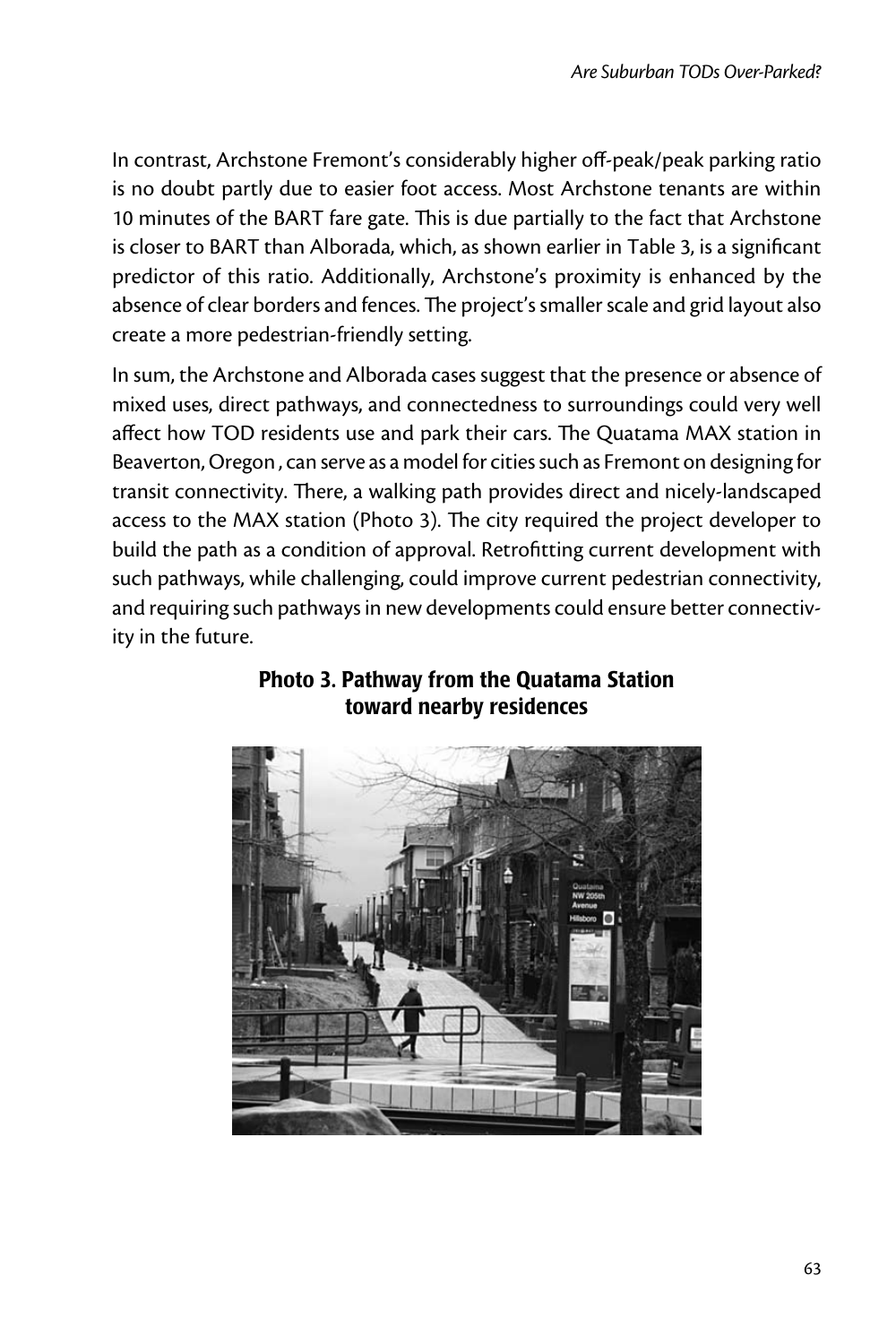In contrast, Archstone Fremont's considerably higher off-peak/peak parking ratio is no doubt partly due to easier foot access. Most Archstone tenants are within 10 minutes of the BART fare gate. This is due partially to the fact that Archstone is closer to BART than Alborada, which, as shown earlier in Table 3, is a significant predictor of this ratio. Additionally, Archstone's proximity is enhanced by the absence of clear borders and fences. The project's smaller scale and grid layout also create a more pedestrian-friendly setting.

In sum, the Archstone and Alborada cases suggest that the presence or absence of mixed uses, direct pathways, and connectedness to surroundings could very well affect how TOD residents use and park their cars. The Quatama MAX station in Beaverton, Oregon , can serve as a model for cities such as Fremont on designing for transit connectivity. There, a walking path provides direct and nicely-landscaped access to the MAX station (Photo 3). The city required the project developer to build the path as a condition of approval. Retrofitting current development with such pathways, while challenging, could improve current pedestrian connectivity, and requiring such pathways in new developments could ensure better connectivity in the future.

**Photo 3. Pathway from the Quatama Station toward nearby residences**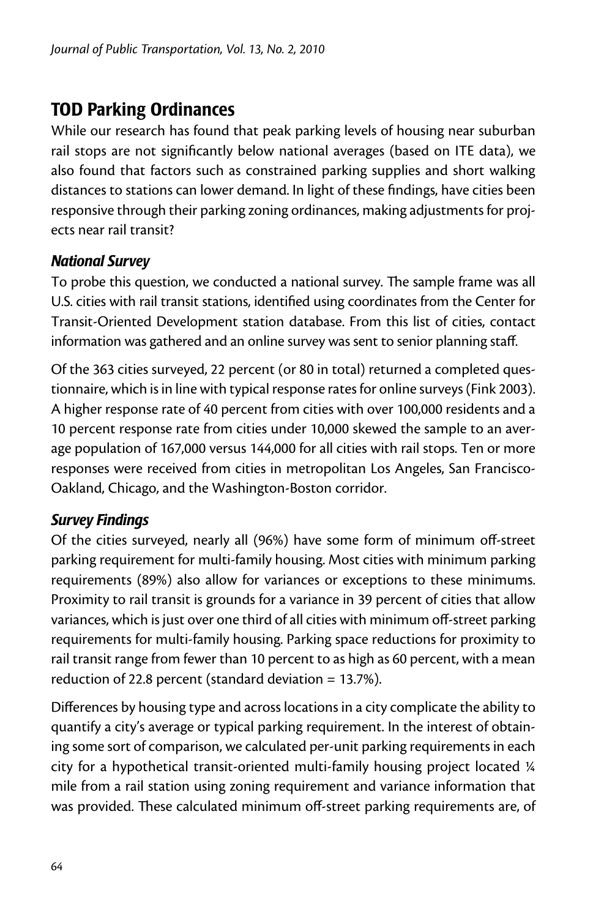## TOD Parking Ordinances

While our research has found that peak parking levels of housing near suburban rail stops are not significantly below national averages (based on ITE data), we also found that factors such as constrained parking supplies and short walking distances to stations can lower demand. In light of these findings, have cities been responsive through their parking zoning ordinances, making adjustments for projects near rail transit?

### *National Survey*

To probe this question, we conducted a national survey. The sample frame was all U.S. cities with rail transit stations, identified using coordinates from the Center for Transit-Oriented Development station database. From this list of cities, contact information was gathered and an online survey was sent to senior planning staff.

Of the 363 cities surveyed, 22 percent (or 80 in total) returned a completed questionnaire, which is in line with typical response rates for online surveys (Fink 2003). A higher response rate of 40 percent from cities with over 100,000 residents and a 10 percent response rate from cities under 10,000 skewed the sample to an average population of 167,000 versus 144,000 for all cities with rail stops. Ten or more responses were received from cities in metropolitan Los Angeles, San Francisco-Oakland, Chicago, and the Washington-Boston corridor.

### *Survey Findings*

Of the cities surveyed, nearly all (96%) have some form of minimum off-street parking requirement for multi-family housing. Most cities with minimum parking requirements (89%) also allow for variances or exceptions to these minimums. Proximity to rail transit is grounds for a variance in 39 percent of cities that allow variances, which is just over one third of all cities with minimum off-street parking requirements for multi-family housing. Parking space reductions for proximity to rail transit range from fewer than 10 percent to as high as 60 percent, with a mean reduction of 22.8 percent (standard deviation = 13.7%).

Differences by housing type and across locations in a city complicate the ability to quantify a city's average or typical parking requirement. In the interest of obtaining some sort of comparison, we calculated per-unit parking requirements in each city for a hypothetical transit-oriented multi-family housing project located ¼ mile from a rail station using zoning requirement and variance information that was provided. These calculated minimum off-street parking requirements are, of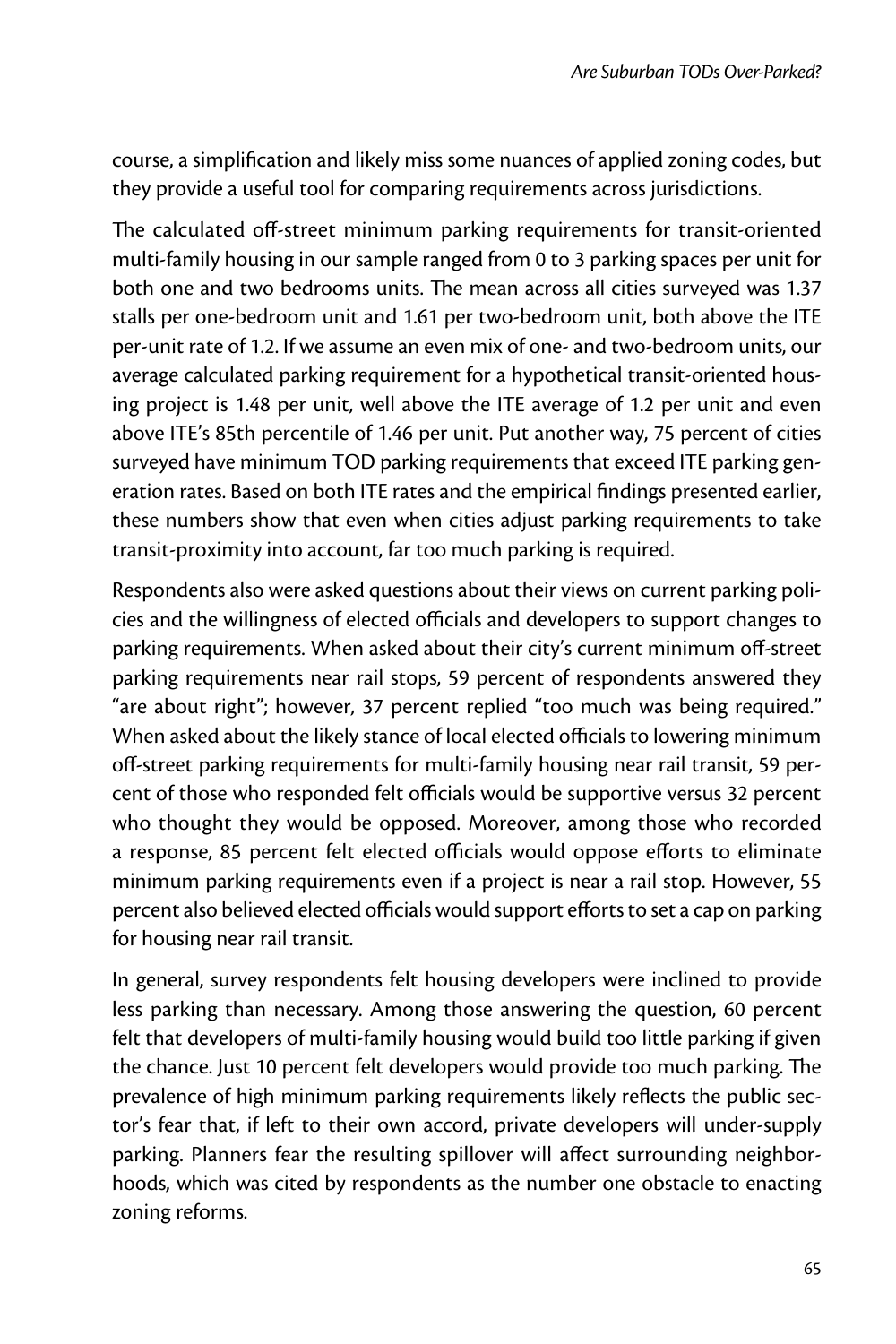course, a simplification and likely miss some nuances of applied zoning codes, but they provide a useful tool for comparing requirements across jurisdictions.

The calculated off-street minimum parking requirements for transit-oriented multi-family housing in our sample ranged from 0 to 3 parking spaces per unit for both one and two bedrooms units. The mean across all cities surveyed was 1.37 stalls per one-bedroom unit and 1.61 per two-bedroom unit, both above the ITE per-unit rate of 1.2. If we assume an even mix of one- and two-bedroom units, our average calculated parking requirement for a hypothetical transit-oriented housing project is 1.48 per unit, well above the ITE average of 1.2 per unit and even above ITE's 85th percentile of 1.46 per unit. Put another way, 75 percent of cities surveyed have minimum TOD parking requirements that exceed ITE parking generation rates. Based on both ITE rates and the empirical findings presented earlier, these numbers show that even when cities adjust parking requirements to take transit-proximity into account, far too much parking is required.

Respondents also were asked questions about their views on current parking policies and the willingness of elected officials and developers to support changes to parking requirements. When asked about their city's current minimum off-street parking requirements near rail stops, 59 percent of respondents answered they "are about right"; however, 37 percent replied "too much was being required." When asked about the likely stance of local elected officials to lowering minimum off-street parking requirements for multi-family housing near rail transit, 59 percent of those who responded felt officials would be supportive versus 32 percent who thought they would be opposed. Moreover, among those who recorded a response, 85 percent felt elected officials would oppose efforts to eliminate minimum parking requirements even if a project is near a rail stop. However, 55 percent also believed elected officials would support efforts to set a cap on parking for housing near rail transit.

In general, survey respondents felt housing developers were inclined to provide less parking than necessary. Among those answering the question, 60 percent felt that developers of multi-family housing would build too little parking if given the chance. Just 10 percent felt developers would provide too much parking. The prevalence of high minimum parking requirements likely reflects the public sector's fear that, if left to their own accord, private developers will under-supply parking. Planners fear the resulting spillover will affect surrounding neighborhoods, which was cited by respondents as the number one obstacle to enacting zoning reforms.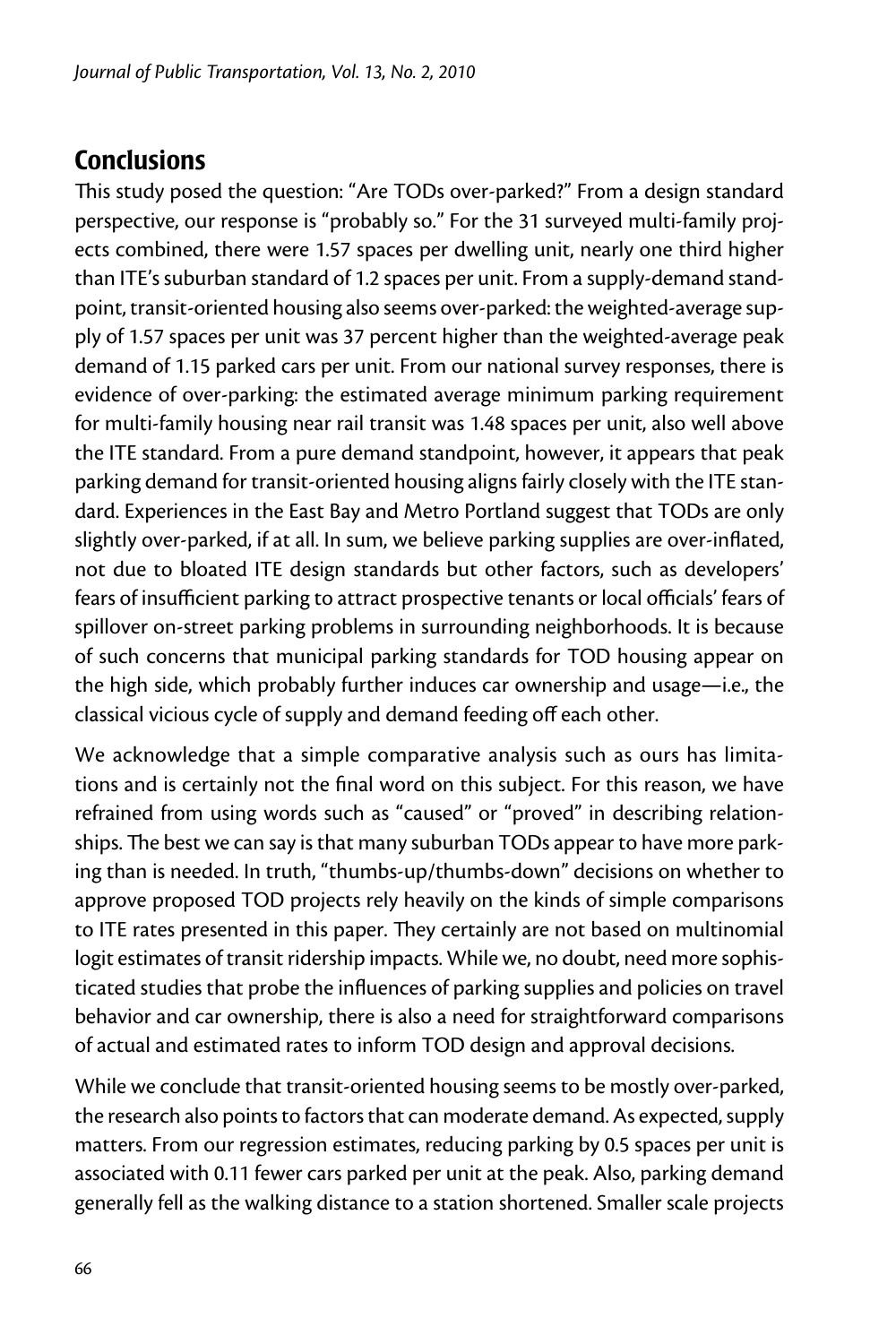## Conclusions

This study posed the question: "Are TODs over-parked?" From a design standard perspective, our response is "probably so." For the 31 surveyed multi-family projects combined, there were 1.57 spaces per dwelling unit, nearly one third higher than ITE's suburban standard of 1.2 spaces per unit. From a supply-demand standpoint, transit-oriented housing also seems over-parked: the weighted-average supply of 1.57 spaces per unit was 37 percent higher than the weighted-average peak demand of 1.15 parked cars per unit. From our national survey responses, there is evidence of over-parking: the estimated average minimum parking requirement for multi-family housing near rail transit was 1.48 spaces per unit, also well above the ITE standard. From a pure demand standpoint, however, it appears that peak parking demand for transit-oriented housing aligns fairly closely with the ITE standard. Experiences in the East Bay and Metro Portland suggest that TODs are only slightly over-parked, if at all. In sum, we believe parking supplies are over-inflated, not due to bloated ITE design standards but other factors, such as developers' fears of insufficient parking to attract prospective tenants or local officials' fears of spillover on-street parking problems in surrounding neighborhoods. It is because of such concerns that municipal parking standards for TOD housing appear on the high side, which probably further induces car ownership and usage—i.e., the classical vicious cycle of supply and demand feeding off each other.

We acknowledge that a simple comparative analysis such as ours has limitations and is certainly not the final word on this subject. For this reason, we have refrained from using words such as "caused" or "proved" in describing relationships. The best we can say is that many suburban TODs appear to have more parking than is needed. In truth, "thumbs-up/thumbs-down" decisions on whether to approve proposed TOD projects rely heavily on the kinds of simple comparisons to ITE rates presented in this paper. They certainly are not based on multinomial logit estimates of transit ridership impacts. While we, no doubt, need more sophisticated studies that probe the influences of parking supplies and policies on travel behavior and car ownership, there is also a need for straightforward comparisons of actual and estimated rates to inform TOD design and approval decisions.

While we conclude that transit-oriented housing seems to be mostly over-parked, the research also points to factors that can moderate demand. As expected, supply matters. From our regression estimates, reducing parking by 0.5 spaces per unit is associated with 0.11 fewer cars parked per unit at the peak. Also, parking demand generally fell as the walking distance to a station shortened. Smaller scale projects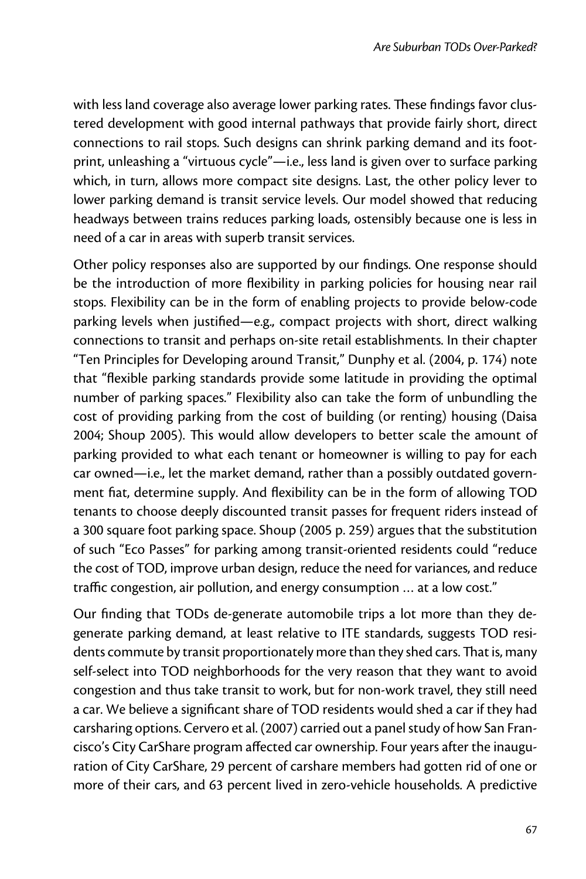with less land coverage also average lower parking rates. These findings favor clustered development with good internal pathways that provide fairly short, direct connections to rail stops. Such designs can shrink parking demand and its footprint, unleashing a "virtuous cycle"—i.e., less land is given over to surface parking which, in turn, allows more compact site designs. Last, the other policy lever to lower parking demand is transit service levels. Our model showed that reducing headways between trains reduces parking loads, ostensibly because one is less in need of a car in areas with superb transit services.

Other policy responses also are supported by our findings. One response should be the introduction of more flexibility in parking policies for housing near rail stops. Flexibility can be in the form of enabling projects to provide below-code parking levels when justified—e.g., compact projects with short, direct walking connections to transit and perhaps on-site retail establishments. In their chapter "Ten Principles for Developing around Transit," Dunphy et al. (2004, p. 174) note that "flexible parking standards provide some latitude in providing the optimal number of parking spaces." Flexibility also can take the form of unbundling the cost of providing parking from the cost of building (or renting) housing (Daisa 2004; Shoup 2005). This would allow developers to better scale the amount of parking provided to what each tenant or homeowner is willing to pay for each car owned—i.e., let the market demand, rather than a possibly outdated government fiat, determine supply. And flexibility can be in the form of allowing TOD tenants to choose deeply discounted transit passes for frequent riders instead of a 300 square foot parking space. Shoup (2005 p. 259) argues that the substitution of such "Eco Passes" for parking among transit-oriented residents could "reduce the cost of TOD, improve urban design, reduce the need for variances, and reduce traffic congestion, air pollution, and energy consumption … at a low cost."

Our finding that TODs de-generate automobile trips a lot more than they de-generate parking demand, at least relative to ITE standards, suggests TOD residents commute by transit proportionately more than they shed cars. That is, many self-select into TOD neighborhoods for the very reason that they want to avoid congestion and thus take transit to work, but for non-work travel, they still need a car. We believe a significant share of TOD residents would shed a car if they had carsharing options. Cervero et al. (2007) carried out a panel study of how San Francisco's City CarShare program affected car ownership. Four years after the inauguration of City CarShare, 29 percent of carshare members had gotten rid of one or more of their cars, and 63 percent lived in zero-vehicle households. A predictive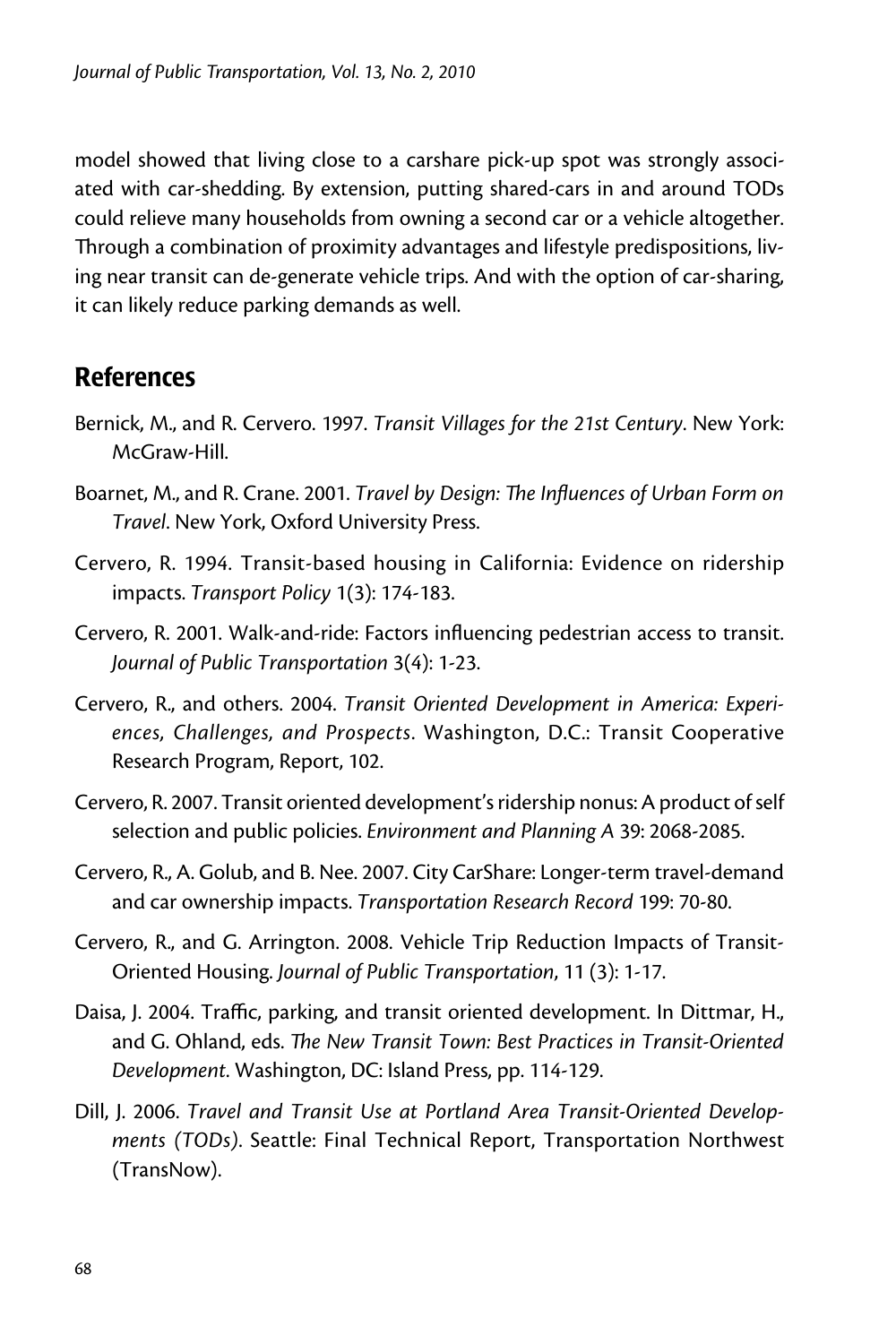model showed that living close to a carshare pick-up spot was strongly associated with car-shedding. By extension, putting shared-cars in and around TODs could relieve many households from owning a second car or a vehicle altogether. Through a combination of proximity advantages and lifestyle predispositions, living near transit can de-generate vehicle trips. And with the option of car-sharing, it can likely reduce parking demands as well.

## References

Bernick, M., and R. Cervero. 1997. *Transit Villages for the 21st Century*. New York: McGraw-Hill.

Boarnet, M., and R. Crane. 2001. *Travel by Design: The Influences of Urban Form on Travel*. New York, Oxford University Press.

Cervero, R. 1994. Transit-based housing in California: Evidence on ridership impacts. *Transport Policy* 1(3): 174-183.

Cervero, R. 2001. Walk-and-ride: Factors influencing pedestrian access to transit. *Journal of Public Transportation* 3(4): 1-23.

Cervero, R., and others. 2004. *Transit Oriented Development in America: Experiences, Challenges, and Prospects*. Washington, D.C.: Transit Cooperative Research Program, Report, 102.

Cervero, R. 2007. Transit oriented development's ridership nonus: A product of self selection and public policies. *Environment and Planning A* 39: 2068-2085.

Cervero, R., A. Golub, and B. Nee. 2007. City CarShare: Longer-term travel-demand and car ownership impacts. *Transportation Research Record* 199: 70-80.

Cervero, R., and G. Arrington. 2008. Vehicle Trip Reduction Impacts of Transit-Oriented Housing. *Journal of Public Transportation*, 11 (3): 1-17.

Daisa, J. 2004. Traffic, parking, and transit oriented development. In Dittmar, H., and G. Ohland, eds. *The New Transit Town: Best Practices in Transit-Oriented Development*. Washington, DC: Island Press, pp. 114-129.

Dill, J. 2006. *Travel and Transit Use at Portland Area Transit-Oriented Developments (TODs)*. Seattle: Final Technical Report, Transportation Northwest (TransNow).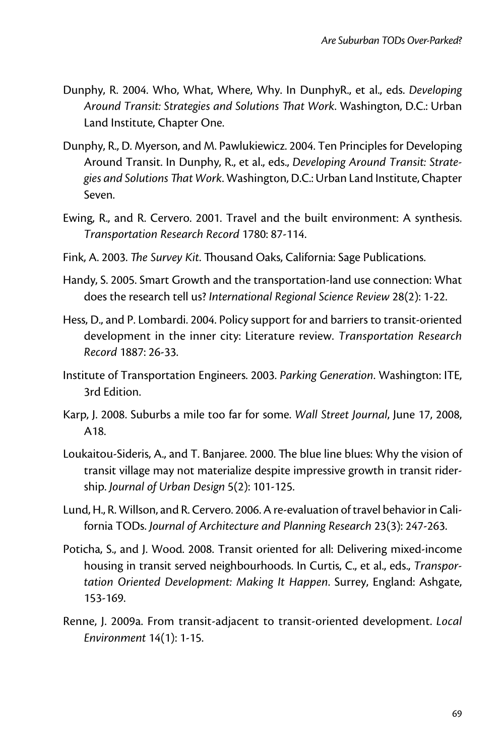Dunphy, R. 2004. Who, What, Where, Why. In DunphyR., et al., eds. *Developing Around Transit: Strategies and Solutions That Work*. Washington, D.C.: Urban Land Institute, Chapter One.

Dunphy, R., D. Myerson, and M. Pawlukiewicz. 2004. Ten Principles for Developing Around Transit. In Dunphy, R., et al., eds., *Developing Around Transit: Strategies and Solutions That Work*. Washington, D.C.: Urban Land Institute, Chapter Seven.

Ewing, R., and R. Cervero. 2001. Travel and the built environment: A synthesis. *Transportation Research Record* 1780: 87-114.

Fink, A. 2003. *The Survey Kit*. Thousand Oaks, California: Sage Publications.

Handy, S. 2005. Smart Growth and the transportation-land use connection: What does the research tell us? *International Regional Science Review* 28(2): 1-22.

Hess, D., and P. Lombardi. 2004. Policy support for and barriers to transit-oriented development in the inner city: Literature review. *Transportation Research Record* 1887: 26-33.

Institute of Transportation Engineers. 2003. *Parking Generation*. Washington: ITE, 3rd Edition.

Karp, J. 2008. Suburbs a mile too far for some. *Wall Street Journal*, June 17, 2008, A18.

Loukaitou-Sideris, A., and T. Banjaree. 2000. The blue line blues: Why the vision of transit village may not materialize despite impressive growth in transit ridership. *Journal of Urban Design* 5(2): 101-125.

Lund, H., R. Willson, and R. Cervero. 2006. A re-evaluation of travel behavior in California TODs. *Journal of Architecture and Planning Research* 23(3): 247-263.

Poticha, S., and J. Wood. 2008. Transit oriented for all: Delivering mixed-income housing in transit served neighbourhoods. In Curtis, C., et al., eds., *Transportation Oriented Development: Making It Happen*. Surrey, England: Ashgate, 153-169.

Renne, J. 2009a. From transit-adjacent to transit-oriented development. *Local Environment* 14(1): 1-15.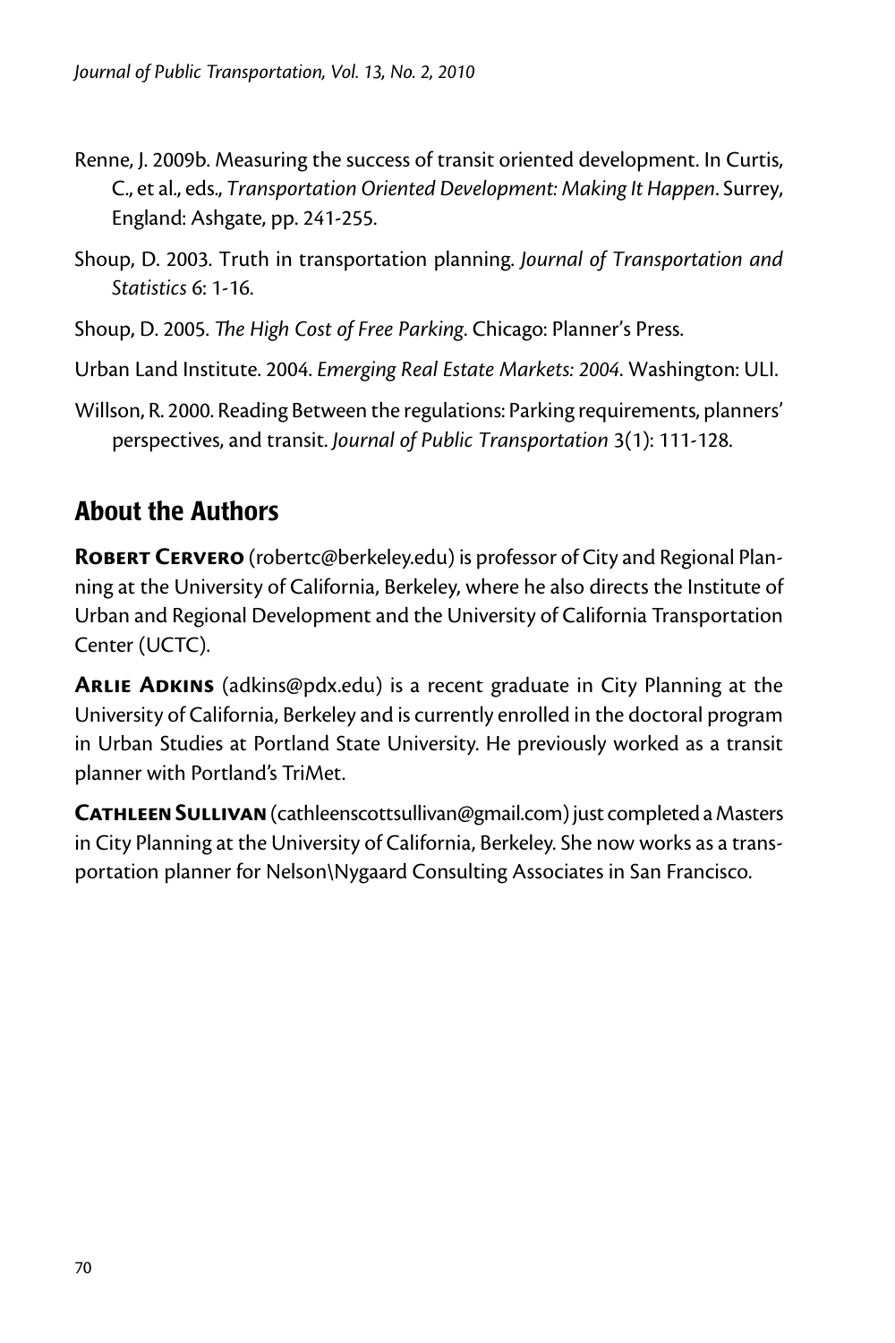Renne, J. 2009b. Measuring the success of transit oriented development. In Curtis, C., et al., eds., *Transportation Oriented Development: Making It Happen*. Surrey, England: Ashgate, pp. 241-255.

Shoup, D. 2003. Truth in transportation planning. *Journal of Transportation and Statistics* 6: 1-16.

Shoup, D. 2005. *The High Cost of Free Parking*. Chicago: Planner's Press.

Urban Land Institute. 2004. *Emerging Real Estate Markets: 2004*. Washington: ULI.

Willson, R. 2000. Reading Between the regulations: Parking requirements, planners' perspectives, and transit. *Journal of Public Transportation* 3(1): 111-128.

## About the Authors

**Robert Cervero** (robertc@berkeley.edu) is professor of City and Regional Planning at the University of California, Berkeley, where he also directs the Institute of Urban and Regional Development and the University of California Transportation Center (UCTC).

**Arlie Adkins** (adkins@pdx.edu) is a recent graduate in City Planning at the University of California, Berkeley and is currently enrolled in the doctoral program in Urban Studies at Portland State University. He previously worked as a transit planner with Portland's TriMet.

**Cathleen Sullivan** (cathleenscottsullivan@gmail.com) just completed a Masters in City Planning at the University of California, Berkeley. She now works as a transportation planner for Nelson\Nygaard Consulting Associates in San Francisco.